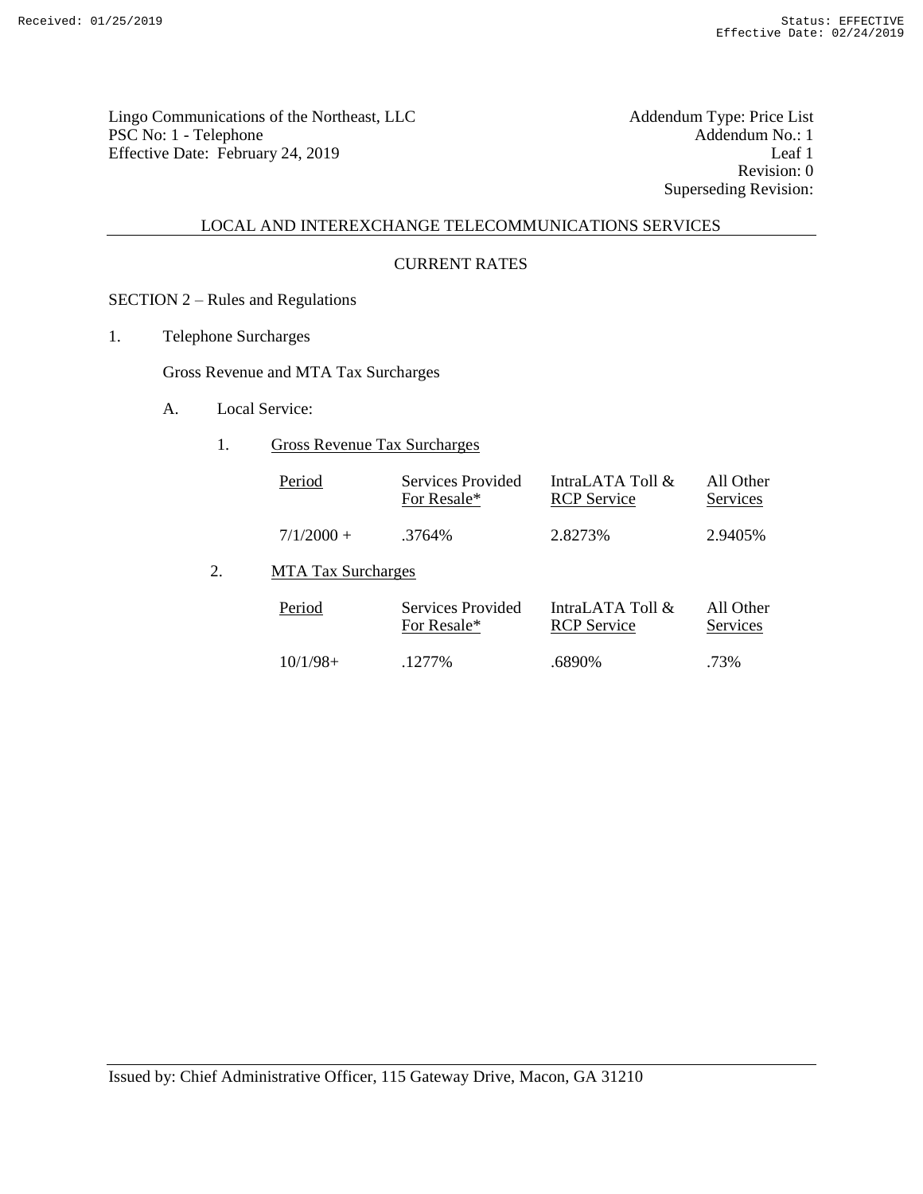Lingo Communications of the Northeast, LLC
PSC No: 1 - Telephone
Effective Date: February 24, 2019

Addendum Type: Price List
Addendum No.: 1
Leaf 1
Revision: 0
Superseding Revision:

LOCAL AND INTEREXCHANGE TELECOMMUNICATIONS SERVICES

CURRENT RATES

SECTION 2 – Rules and Regulations

1. Telephone Surcharges

Gross Revenue and MTA Tax Surcharges

A. Local Service:

1. Gross Revenue Tax Surcharges

| Period | Services Provided For Resale* | IntraLATA Toll & RCP Service | All Other Services |
|---|---|---|---|
| 7/1/2000 + | .3764% | 2.8273% | 2.9405% |

2. MTA Tax Surcharges

| Period | Services Provided For Resale* | IntraLATA Toll & RCP Service | All Other Services |
|---|---|---|---|
| 10/1/98+ | .1277% | .6890% | .73% |

Issued by: Chief Administrative Officer, 115 Gateway Drive, Macon, GA 31210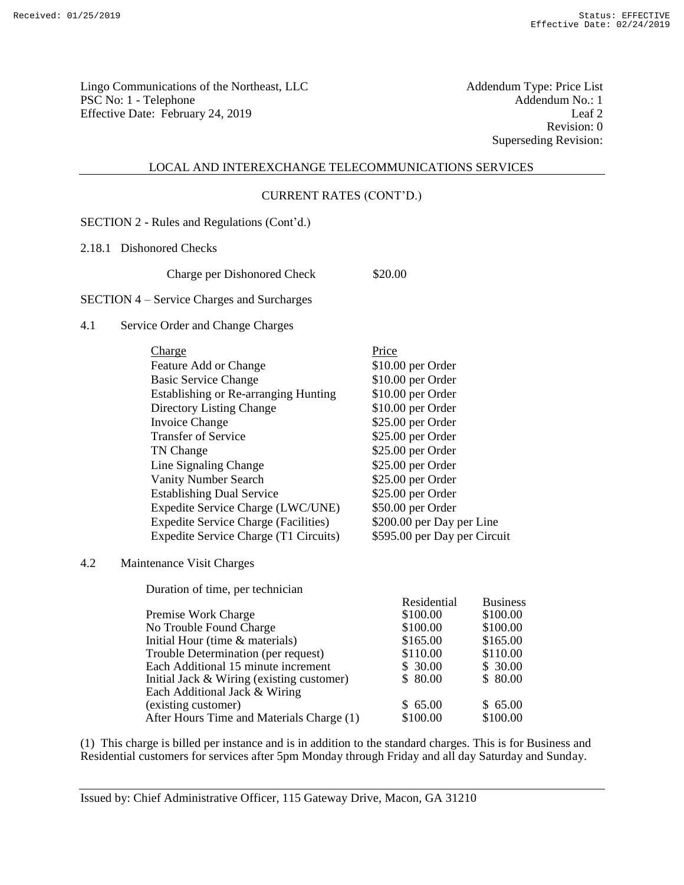Lingo Communications of the Northeast, LLC
PSC No: 1 - Telephone
Effective Date: February 24, 2019

Addendum Type: Price List
Addendum No.: 1
Leaf 2
Revision: 0
Superseding Revision:

## LOCAL AND INTEREXCHANGE TELECOMMUNICATIONS SERVICES

### CURRENT RATES (CONT'D.)

SECTION 2 - Rules and Regulations (Cont'd.)

2.18.1 Dishonored Checks

| | |
|---|---|
| Charge per Dishonored Check | $20.00 |

SECTION 4 – Service Charges and Surcharges

4.1 Service Order and Change Charges

| Charge | Price |
|---|---|
| Feature Add or Change | $10.00 per Order |
| Basic Service Change | $10.00 per Order |
| Establishing or Re-arranging Hunting | $10.00 per Order |
| Directory Listing Change | $10.00 per Order |
| Invoice Change | $25.00 per Order |
| Transfer of Service | $25.00 per Order |
| TN Change | $25.00 per Order |
| Line Signaling Change | $25.00 per Order |
| Vanity Number Search | $25.00 per Order |
| Establishing Dual Service | $25.00 per Order |
| Expedite Service Charge (LWC/UNE) | $50.00 per Order |
| Expedite Service Charge (Facilities) | $200.00 per Day per Line |
| Expedite Service Charge (T1 Circuits) | $595.00 per Day per Circuit |

4.2 Maintenance Visit Charges

Duration of time, per technician

| | Residential | Business |
|---|---|---|
| Premise Work Charge | $100.00 | $100.00 |
| No Trouble Found Charge | $100.00 | $100.00 |
| Initial Hour (time & materials) | $165.00 | $165.00 |
| Trouble Determination (per request) | $110.00 | $110.00 |
| Each Additional 15 minute increment | $ 30.00 | $ 30.00 |
| Initial Jack & Wiring (existing customer) | $ 80.00 | $ 80.00 |
| Each Additional Jack & Wiring (existing customer) | $ 65.00 | $ 65.00 |
| After Hours Time and Materials Charge (1) | $100.00 | $100.00 |

(1) This charge is billed per instance and is in addition to the standard charges. This is for Business and Residential customers for services after 5pm Monday through Friday and all day Saturday and Sunday.

Issued by: Chief Administrative Officer, 115 Gateway Drive, Macon, GA 31210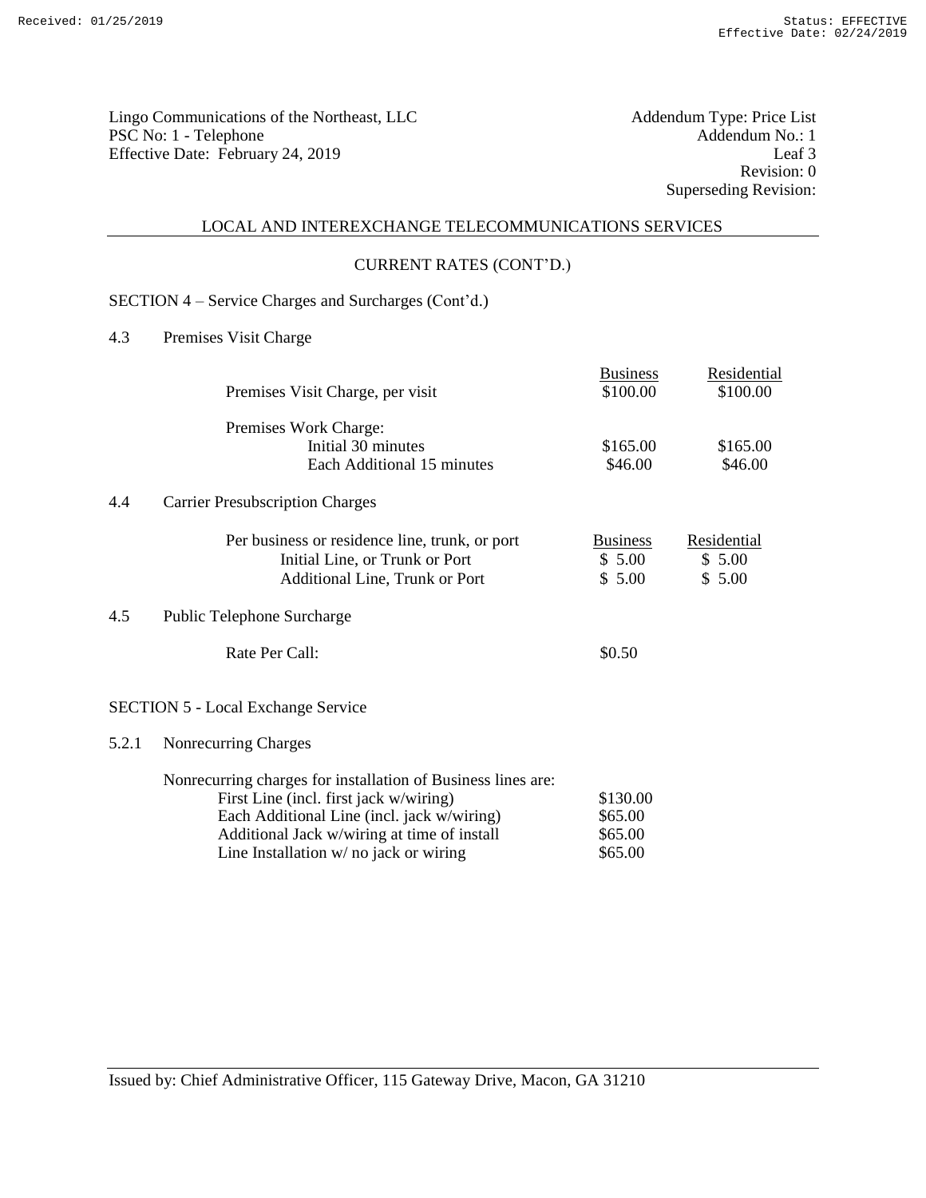Lingo Communications of the Northeast, LLC
PSC No: 1 - Telephone
Effective Date: February 24, 2019

Addendum Type: Price List
Addendum No.: 1
Leaf 3
Revision: 0
Superseding Revision:

LOCAL AND INTEREXCHANGE TELECOMMUNICATIONS SERVICES

CURRENT RATES (CONT'D.)

SECTION 4 – Service Charges and Surcharges (Cont'd.)

4.3 Premises Visit Charge

| | Business | Residential |
|---|---|---|
| Premises Visit Charge, per visit | $100.00 | $100.00 |
| Premises Work Charge: | | |
| Initial 30 minutes | $165.00 | $165.00 |
| Each Additional 15 minutes | $46.00 | $46.00 |

4.4 Carrier Presubscription Charges

| Per business or residence line, trunk, or port | Business | Residential |
|---|---|---|
| Initial Line, or Trunk or Port | $ 5.00 | $ 5.00 |
| Additional Line, Trunk or Port | $ 5.00 | $ 5.00 |

4.5 Public Telephone Surcharge

| | |
|---|---|
| Rate Per Call: | $0.50 |

SECTION 5 - Local Exchange Service

5.2.1 Nonrecurring Charges

Nonrecurring charges for installation of Business lines are:

| | |
|---|---|
| First Line (incl. first jack w/wiring) | $130.00 |
| Each Additional Line (incl. jack w/wiring) | $65.00 |
| Additional Jack w/wiring at time of install | $65.00 |
| Line Installation w/ no jack or wiring | $65.00 |

Issued by: Chief Administrative Officer, 115 Gateway Drive, Macon, GA 31210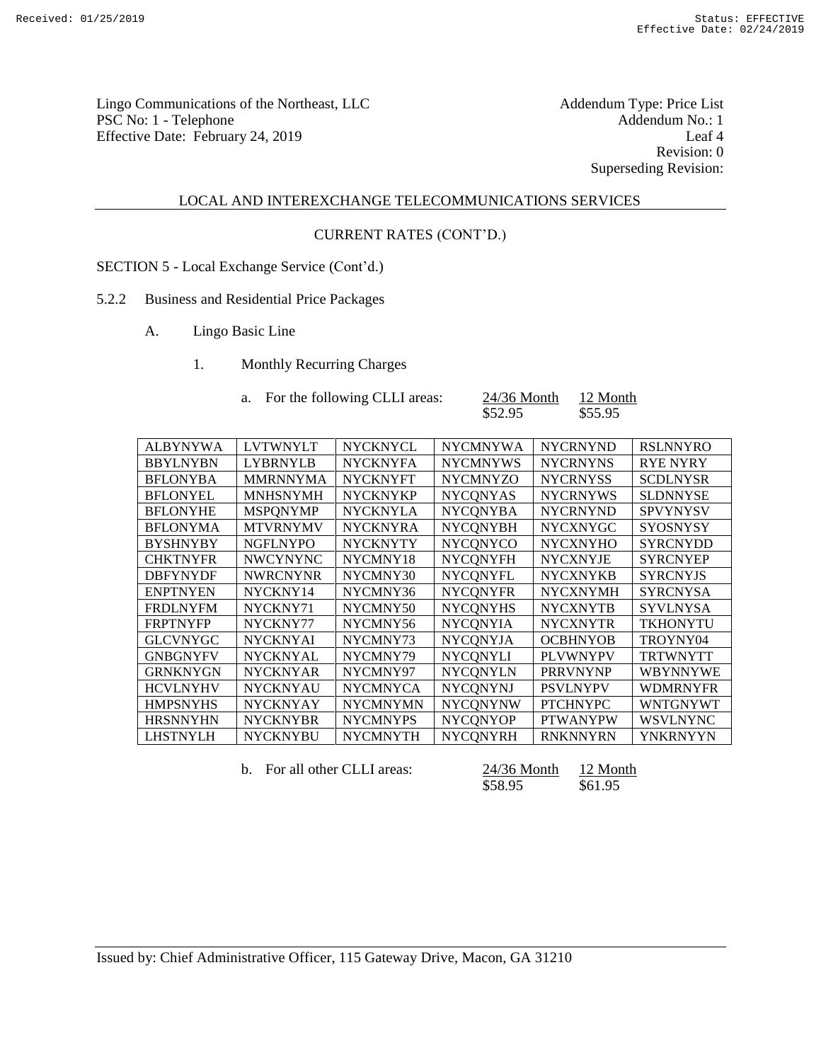Lingo Communications of the Northeast, LLC
PSC No: 1 - Telephone
Effective Date: February 24, 2019

Addendum Type: Price List
Addendum No.: 1
Leaf 4
Revision: 0
Superseding Revision:

LOCAL AND INTEREXCHANGE TELECOMMUNICATIONS SERVICES

CURRENT RATES (CONT'D.)

SECTION 5 - Local Exchange Service (Cont'd.)

5.2.2 Business and Residential Price Packages

A. Lingo Basic Line

1. Monthly Recurring Charges

a. For the following CLLI areas:

| 24/36 Month | 12 Month |
|---|---|
| $52.95 | $55.95 |

| | | | | | |
|---|---|---|---|---|---|
| ALBYNYWA | LVTWNYLT | NYCKNYCL | NYCMNYWA | NYCRNYND | RSLNNYRO |
| BBYLNYBN | LYBRNYLB | NYCKNYFA | NYCMNYWS | NYCRNYNS | RYE NYRY |
| BFLONYBA | MMRNNYMA | NYCKNYFT | NYCMNYZO | NYCRNYSS | SCDLNYSR |
| BFLONYEL | MNHSNYMH | NYCKNYKP | NYCQNYAS | NYCRNYWS | SLDNNYSE |
| BFLONYHE | MSPQNYMP | NYCKNYLA | NYCQNYBA | NYCRNYND | SPVYNYSV |
| BFLONYMA | MTVRNYMV | NYCKNYRA | NYCQNYBH | NYCXNYGC | SYOSNYSY |
| BYSHNYBY | NGFLNYPO | NYCKNYTY | NYCQNYCO | NYCXNYHO | SYRCNYDD |
| CHKTNYFR | NWCYNYNC | NYCMNY18 | NYCQNYFH | NYCXNYJE | SYRCNYEP |
| DBFYNYDF | NWRCNYNR | NYCMNY30 | NYCQNYFL | NYCXNYKB | SYRCNYJS |
| ENPTNYEN | NYCKNY14 | NYCMNY36 | NYCQNYFR | NYCXNYMH | SYRCNYSA |
| FRDLNYFM | NYCKNY71 | NYCMNY50 | NYCQNYHS | NYCXNYTB | SYVLNYSA |
| FRPTNYFP | NYCKNY77 | NYCMNY56 | NYCQNYIA | NYCXNYTR | TKHONYTU |
| GLCVNYGC | NYCKNYAI | NYCMNY73 | NYCQNYJA | OCBHNYOB | TROYNY04 |
| GNBGNYFV | NYCKNYAL | NYCMNY79 | NYCQNYLI | PLVWNYPV | TRTWNYTT |
| GRNKNYGN | NYCKNYAR | NYCMNY97 | NYCQNYLN | PRRVNYNP | WBYNNYWE |
| HCVLNYHV | NYCKNYAU | NYCMNYCA | NYCQNYNJ | PSVLNYPV | WDMRNYFR |
| HMPSNYHS | NYCKNYAY | NYCMNYMN | NYCQNYNW | PTCHNYPC | WNTGNYWT |
| HRSNNYHN | NYCKNYBR | NYCMNYPS | NYCQNYOP | PTWANYPW | WSVLNYNC |
| LHSTNYLH | NYCKNYBU | NYCMNYTH | NYCQNYRH | RNKNNYRN | YNKRNYYN |

b. For all other CLLI areas:

| 24/36 Month | 12 Month |
|---|---|
| $58.95 | $61.95 |

Issued by: Chief Administrative Officer, 115 Gateway Drive, Macon, GA 31210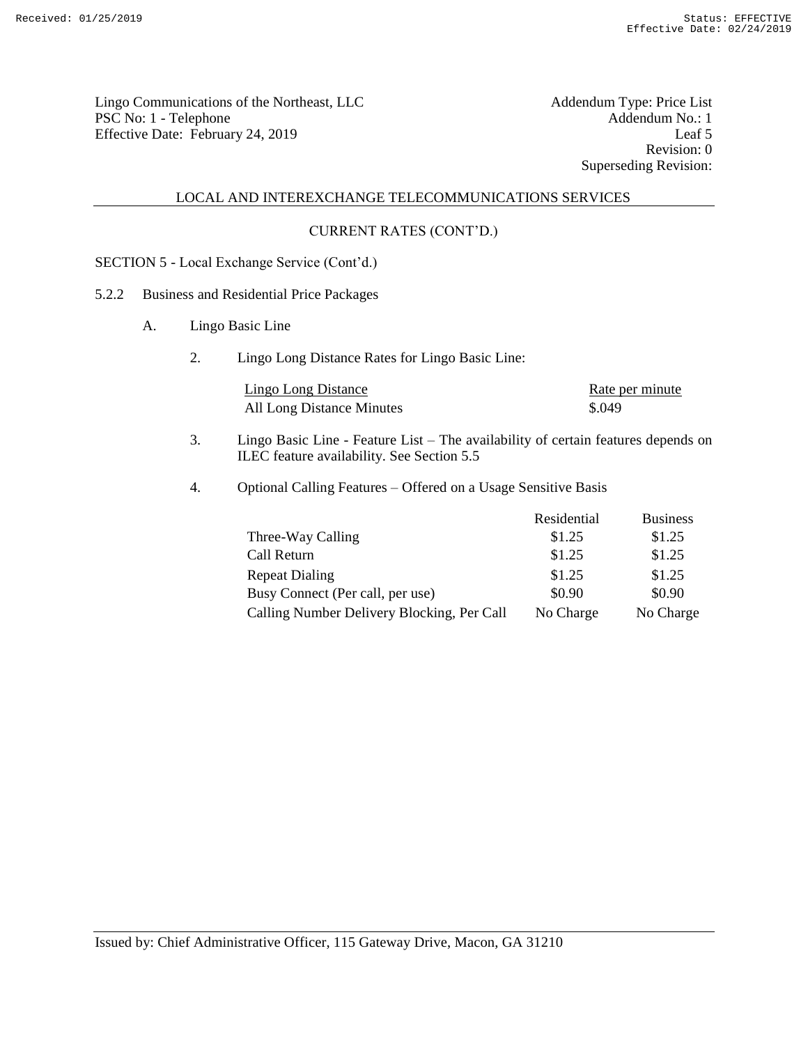Lingo Communications of the Northeast, LLC
PSC No: 1 - Telephone
Effective Date: February 24, 2019

Addendum Type: Price List
Addendum No.: 1
Leaf 5
Revision: 0
Superseding Revision:

## LOCAL AND INTEREXCHANGE TELECOMMUNICATIONS SERVICES

### CURRENT RATES (CONT'D.)

SECTION 5 - Local Exchange Service (Cont'd.)

5.2.2 Business and Residential Price Packages

A. Lingo Basic Line

2. Lingo Long Distance Rates for Lingo Basic Line:

| Lingo Long Distance | Rate per minute |
|---|---|
| All Long Distance Minutes | \$.049 |

3. Lingo Basic Line - Feature List – The availability of certain features depends on ILEC feature availability. See Section 5.5

4. Optional Calling Features – Offered on a Usage Sensitive Basis

| | Residential | Business |
|---|---|---|
| Three-Way Calling | \$1.25 | \$1.25 |
| Call Return | \$1.25 | \$1.25 |
| Repeat Dialing | \$1.25 | \$1.25 |
| Busy Connect (Per call, per use) | \$0.90 | \$0.90 |
| Calling Number Delivery Blocking, Per Call | No Charge | No Charge |

Issued by: Chief Administrative Officer, 115 Gateway Drive, Macon, GA 31210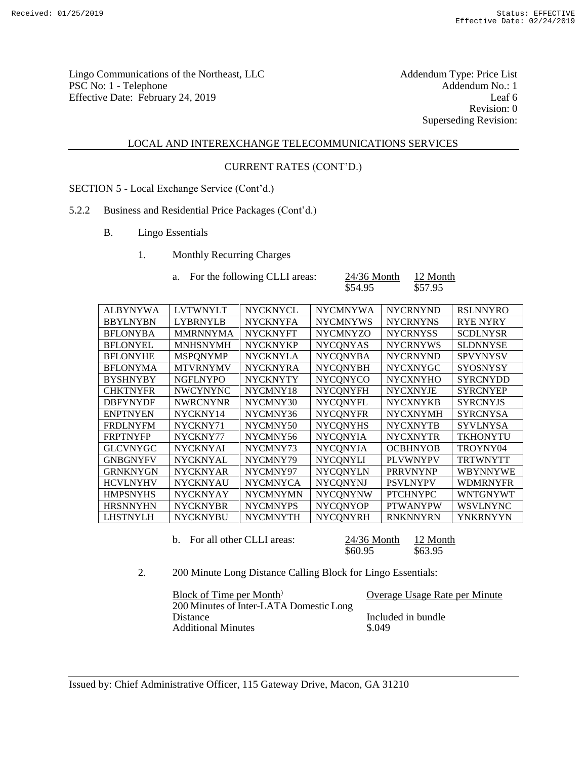Lingo Communications of the Northeast, LLC
PSC No: 1 - Telephone
Effective Date: February 24, 2019

Addendum Type: Price List
Addendum No.: 1
Leaf 6
Revision: 0
Superseding Revision:

LOCAL AND INTEREXCHANGE TELECOMMUNICATIONS SERVICES

CURRENT RATES (CONT'D.)

SECTION 5 - Local Exchange Service (Cont'd.)

5.2.2 Business and Residential Price Packages (Cont'd.)

B. Lingo Essentials

1. Monthly Recurring Charges

a. For the following CLLI areas:

| | 24/36 Month | 12 Month |
|---|---|---|
| | $54.95 | $57.95 |

| | | | | | |
|---|---|---|---|---|---|
| ALBYNYWA | LVTWNYLT | NYCKNYCL | NYCMNYWA | NYCRNYND | RSLNNYRO |
| BBYLNYBN | LYBRNYLB | NYCKNYFA | NYCMNYWS | NYCRNYNS | RYE NYRY |
| BFLONYBA | MMRNNYMA | NYCKNYFT | NYCMNYZO | NYCRNYSS | SCDLNYSR |
| BFLONYEL | MNHSNYMH | NYCKNYKP | NYCQNYAS | NYCRNYWS | SLDNNYSE |
| BFLONYHE | MSPQNYMP | NYCKNYLA | NYCQNYBA | NYCRNYND | SPVYNYSV |
| BFLONYMA | MTVRNYMV | NYCKNYRA | NYCQNYBH | NYCXNYGC | SYOSNYSY |
| BYSHNYBY | NGFLNYPO | NYCKNYTY | NYCQNYCO | NYCXNYHO | SYRCNYDD |
| CHKTNYFR | NWCYNYNC | NYCMNY18 | NYCQNYFH | NYCXNYJE | SYRCNYEP |
| DBFYNYDF | NWRCNYNR | NYCMNY30 | NYCQNYFL | NYCXNYKB | SYRCNYJS |
| ENPTNYEN | NYCKNY14 | NYCMNY36 | NYCQNYFR | NYCXNYMH | SYRCNYSA |
| FRDLNYFM | NYCKNY71 | NYCMNY50 | NYCQNYHS | NYCXNYTB | SYVLNYSA |
| FRPTNYFP | NYCKNY77 | NYCMNY56 | NYCQNYIA | NYCXNYTR | TKHONYTU |
| GLCVNYGC | NYCKNYAI | NYCMNY73 | NYCQNYJA | OCBHNYOB | TROYNY04 |
| GNBGNYFV | NYCKNYAL | NYCMNY79 | NYCQNYLI | PLVWNYPV | TRTWNYTT |
| GRNKNYGN | NYCKNYAR | NYCMNY97 | NYCQNYLN | PRRVNYNP | WBYNNYWE |
| HCVLNYHV | NYCKNYAU | NYCMNYCA | NYCQNYNJ | PSVLNYPV | WDMRNYFR |
| HMPSNYHS | NYCKNYAY | NYCMNYMN | NYCQNYNW | PTCHNYPC | WNTGNYWT |
| HRSNNYHN | NYCKNYBR | NYCMNYPS | NYCQNYOP | PTWANYPW | WSVLNYNC |
| LHSTNYLH | NYCKNYBU | NYCMNYTH | NYCQNYRH | RNKNNYRN | YNKRNYYN |

b. For all other CLLI areas:

| | 24/36 Month | 12 Month |
|---|---|---|
| | $60.95 | $63.95 |

2. 200 Minute Long Distance Calling Block for Lingo Essentials:

| Block of Time per Month | Overage Usage Rate per Minute |
|---|---|
| 200 Minutes of Inter-LATA Domestic Long Distance | Included in bundle |
| Additional Minutes | $.049 |

Issued by: Chief Administrative Officer, 115 Gateway Drive, Macon, GA 31210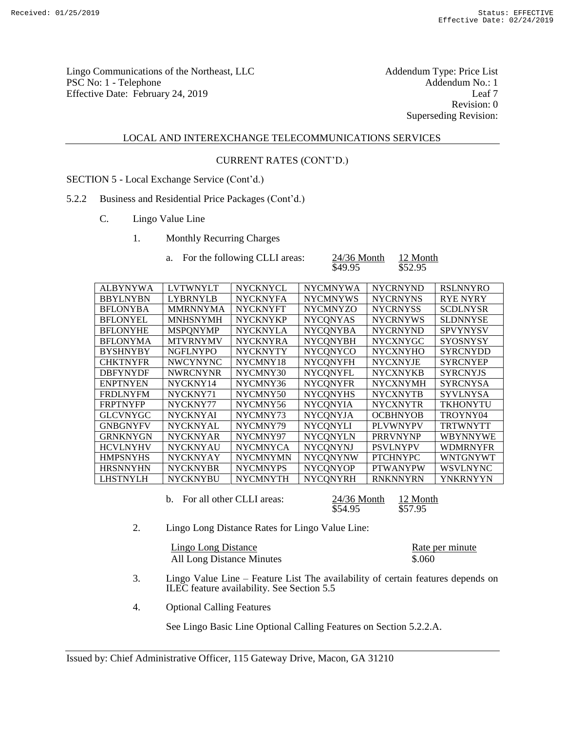Lingo Communications of the Northeast, LLC
PSC No: 1 - Telephone
Effective Date: February 24, 2019

Addendum Type: Price List
Addendum No.: 1
Leaf 7
Revision: 0
Superseding Revision:

LOCAL AND INTEREXCHANGE TELECOMMUNICATIONS SERVICES

CURRENT RATES (CONT'D.)

SECTION 5 - Local Exchange Service (Cont'd.)

5.2.2 Business and Residential Price Packages (Cont'd.)

C. Lingo Value Line

1. Monthly Recurring Charges

a. For the following CLLI areas:

| | 24/36 Month | 12 Month |
|---|---|---|
| | $49.95 | $52.95 |

| | | | | | |
|---|---|---|---|---|---|
| ALBYNYWA | LVTWNYLT | NYCKNYCL | NYCMNYWA | NYCRNYND | RSLNNYRO |
| BBYLNYBN | LYBRNYLB | NYCKNYFA | NYCMNYWS | NYCRNYNS | RYE NYRY |
| BFLONYBA | MMRNNYMA | NYCKNYFT | NYCMNYZO | NYCRNYSS | SCDLNYSR |
| BFLONYEL | MNHSNYMH | NYCKNYKP | NYCQNYAS | NYCRNYWS | SLDNNYSE |
| BFLONYHE | MSPQNYMP | NYCKNYLA | NYCQNYBA | NYCRNYND | SPVYNYSV |
| BFLONYMA | MTVRNYMV | NYCKNYRA | NYCQNYBH | NYCXNYGC | SYOSNYSY |
| BYSHNYBY | NGFLNYPO | NYCKNYTY | NYCQNYCO | NYCXNYHO | SYRCNYDD |
| CHKTNYFR | NWCYNYNC | NYCMNY18 | NYCQNYFH | NYCXNYJE | SYRCNYEP |
| DBFYNYDF | NWRCNYNR | NYCMNY30 | NYCQNYFL | NYCXNYKB | SYRCNYJS |
| ENPTNYEN | NYCKNY14 | NYCMNY36 | NYCQNYFR | NYCXNYMH | SYRCNYSA |
| FRDLNYFM | NYCKNY71 | NYCMNY50 | NYCQNYHS | NYCXNYTB | SYVLNYSA |
| FRPTNYFP | NYCKNY77 | NYCMNY56 | NYCQNYIA | NYCXNYTR | TKHONYTU |
| GLCVNYGC | NYCKNYAI | NYCMNY73 | NYCQNYJA | OCBHNYOB | TROYNY04 |
| GNBGNYFV | NYCKNYAL | NYCMNY79 | NYCQNYLI | PLVWNYPV | TRTWNYTT |
| GRNKNYGN | NYCKNYAR | NYCMNY97 | NYCQNYLN | PRRVNYNP | WBYNNYWE |
| HCVLNYHV | NYCKNYAU | NYCMNYCA | NYCQNYNJ | PSVLNYPV | WDMRNYFR |
| HMPSNYHS | NYCKNYAY | NYCMNYMN | NYCQNYNW | PTCHNYPC | WNTGNYWT |
| HRSNNYHN | NYCKNYBR | NYCMNYPS | NYCQNYOP | PTWANYPW | WSVLNYNC |
| LHSTNYLH | NYCKNYBU | NYCMNYTH | NYCQNYRH | RNKNNYRN | YNKRNYYN |

b. For all other CLLI areas:

| | 24/36 Month | 12 Month |
|---|---|---|
| | $54.95 | $57.95 |

2. Lingo Long Distance Rates for Lingo Value Line:

| Lingo Long Distance | Rate per minute |
|---|---|
| All Long Distance Minutes | $.060 |

3. Lingo Value Line – Feature List The availability of certain features depends on ILEC feature availability. See Section 5.5

4. Optional Calling Features

See Lingo Basic Line Optional Calling Features on Section 5.2.2.A.

Issued by: Chief Administrative Officer, 115 Gateway Drive, Macon, GA 31210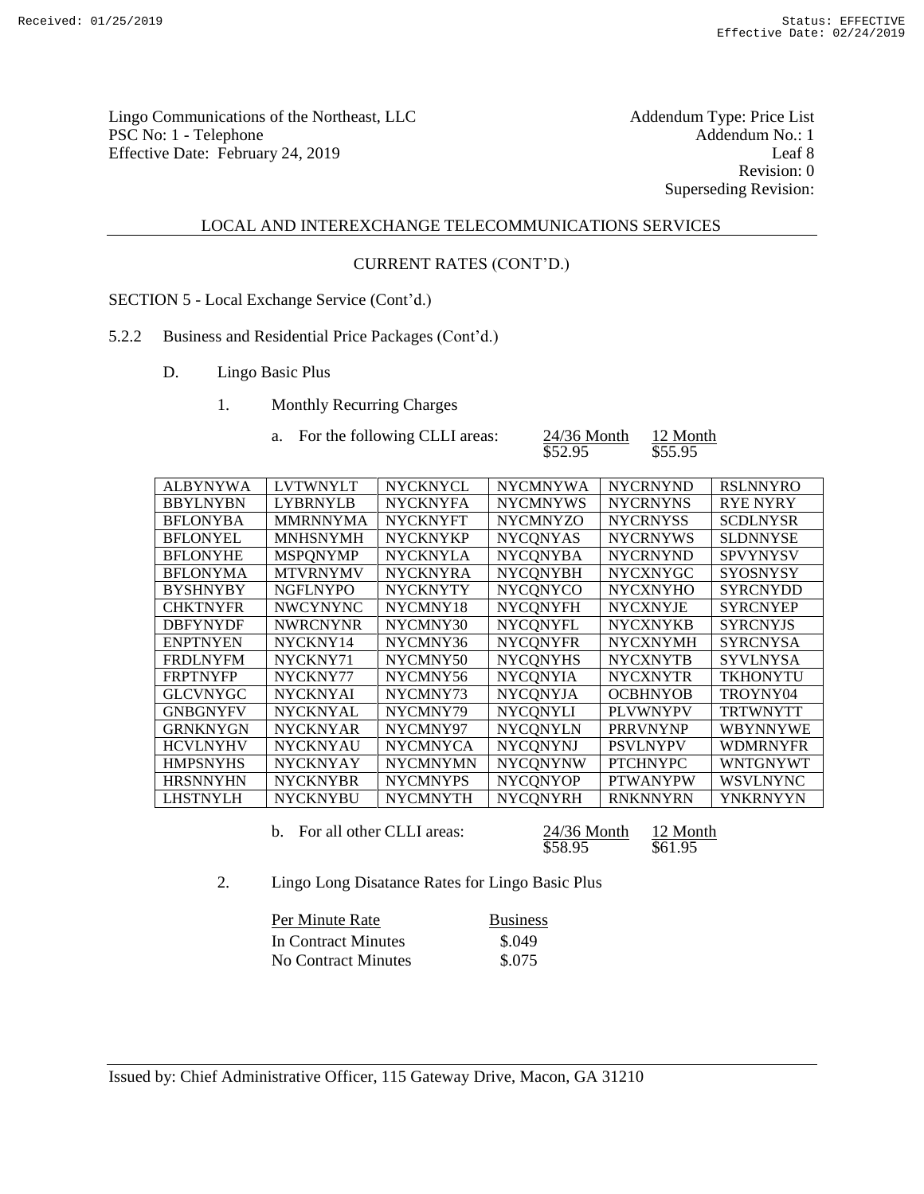Lingo Communications of the Northeast, LLC
PSC No: 1 - Telephone
Effective Date: February 24, 2019

Addendum Type: Price List
Addendum No.: 1
Leaf 8
Revision: 0
Superseding Revision:

LOCAL AND INTEREXCHANGE TELECOMMUNICATIONS SERVICES

CURRENT RATES (CONT'D.)

SECTION 5 - Local Exchange Service (Cont'd.)

5.2.2 Business and Residential Price Packages (Cont'd.)

D. Lingo Basic Plus

1. Monthly Recurring Charges

a. For the following CLLI areas:

| | 24/36 Month | 12 Month |
|---|---|---|
| | $52.95 | $55.95 |

| | | | | | |
|---|---|---|---|---|---|
| ALBYNYWA | LVTWNYLT | NYCKNYCL | NYCMNYWA | NYCRNYND | RSLNNYRO |
| BBYLNYBN | LYBRNYLB | NYCKNYFA | NYCMNYWS | NYCRNYNS | RYE NYRY |
| BFLONYBA | MMRNNYMA | NYCKNYFT | NYCMNYZO | NYCRNYSS | SCDLNYSR |
| BFLONYEL | MNHSNYMH | NYCKNYKP | NYCQNYAS | NYCRNYWS | SLDNNYSE |
| BFLONYHE | MSPQNYMP | NYCKNYLA | NYCQNYBA | NYCRNYND | SPVYNYSV |
| BFLONYMA | MTVRNYMV | NYCKNYRA | NYCQNYBH | NYCXNYGC | SYOSNYSY |
| BYSHNYBY | NGFLNYPO | NYCKNYTY | NYCQNYCO | NYCXNYHO | SYRCNYDD |
| CHKTNYFR | NWCYNYNC | NYCMNY18 | NYCQNYFH | NYCXNYJE | SYRCNYEP |
| DBFYNYDF | NWRCNYNR | NYCMNY30 | NYCQNYFL | NYCXNYKB | SYRCNYJS |
| ENPTNYEN | NYCKNY14 | NYCMNY36 | NYCQNYFR | NYCXNYMH | SYRCNYSA |
| FRDLNYFM | NYCKNY71 | NYCMNY50 | NYCQNYHS | NYCXNYTB | SYVLNYSA |
| FRPTNYFP | NYCKNY77 | NYCMNY56 | NYCQNYIA | NYCXNYTR | TKHONYTU |
| GLCVNYGC | NYCKNYAI | NYCMNY73 | NYCQNYJA | OCBHNYOB | TROYNY04 |
| GNBGNYFV | NYCKNYAL | NYCMNY79 | NYCQNYLI | PLVWNYPV | TRTWNYTT |
| GRNKNYGN | NYCKNYAR | NYCMNY97 | NYCQNYLN | PRRVNYNP | WBYNNYWE |
| HCVLNYHV | NYCKNYAU | NYCMNYCA | NYCQNYNJ | PSVLNYPV | WDMRNYFR |
| HMPSNYHS | NYCKNYAY | NYCMNYMN | NYCQNYNW | PTCHNYPC | WNTGNYWT |
| HRSNNYHN | NYCKNYBR | NYCMNYPS | NYCQNYOP | PTWANYPW | WSVLNYNC |
| LHSTNYLH | NYCKNYBU | NYCMNYTH | NYCQNYRH | RNKNNYRN | YNKRNYYN |

b. For all other CLLI areas:

| | 24/36 Month | 12 Month |
|---|---|---|
| | $58.95 | $61.95 |

2. Lingo Long Disatance Rates for Lingo Basic Plus

| Per Minute Rate | Business |
|---|---|
| In Contract Minutes | $.049 |
| No Contract Minutes | $.075 |

Issued by: Chief Administrative Officer, 115 Gateway Drive, Macon, GA 31210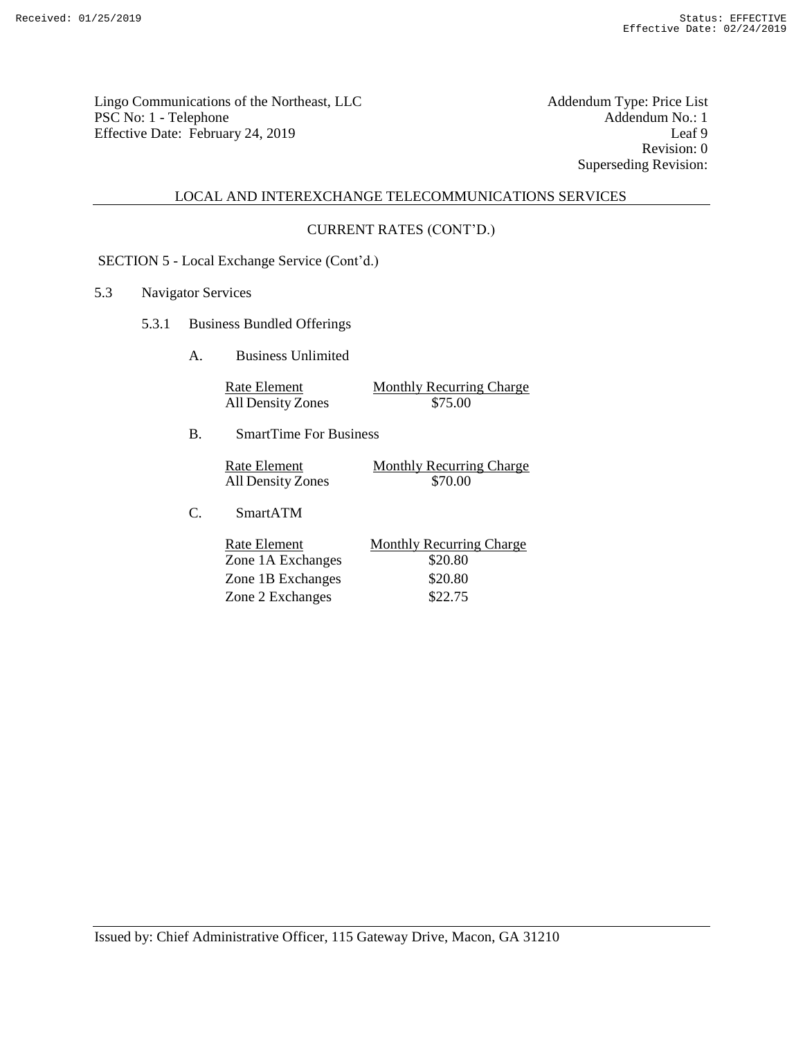Lingo Communications of the Northeast, LLC
PSC No: 1 - Telephone
Effective Date: February 24, 2019

Addendum Type: Price List
Addendum No.: 1
Leaf 9
Revision: 0
Superseding Revision:

## LOCAL AND INTEREXCHANGE TELECOMMUNICATIONS SERVICES

### CURRENT RATES (CONT'D.)

SECTION 5 - Local Exchange Service (Cont'd.)

5.3 Navigator Services

5.3.1 Business Bundled Offerings

A. Business Unlimited

| Rate Element | Monthly Recurring Charge |
|---|---|
| All Density Zones | $75.00 |

B. SmartTime For Business

| Rate Element | Monthly Recurring Charge |
|---|---|
| All Density Zones | $70.00 |

C. SmartATM

| Rate Element | Monthly Recurring Charge |
|---|---|
| Zone 1A Exchanges | $20.80 |
| Zone 1B Exchanges | $20.80 |
| Zone 2 Exchanges | $22.75 |

Issued by: Chief Administrative Officer, 115 Gateway Drive, Macon, GA 31210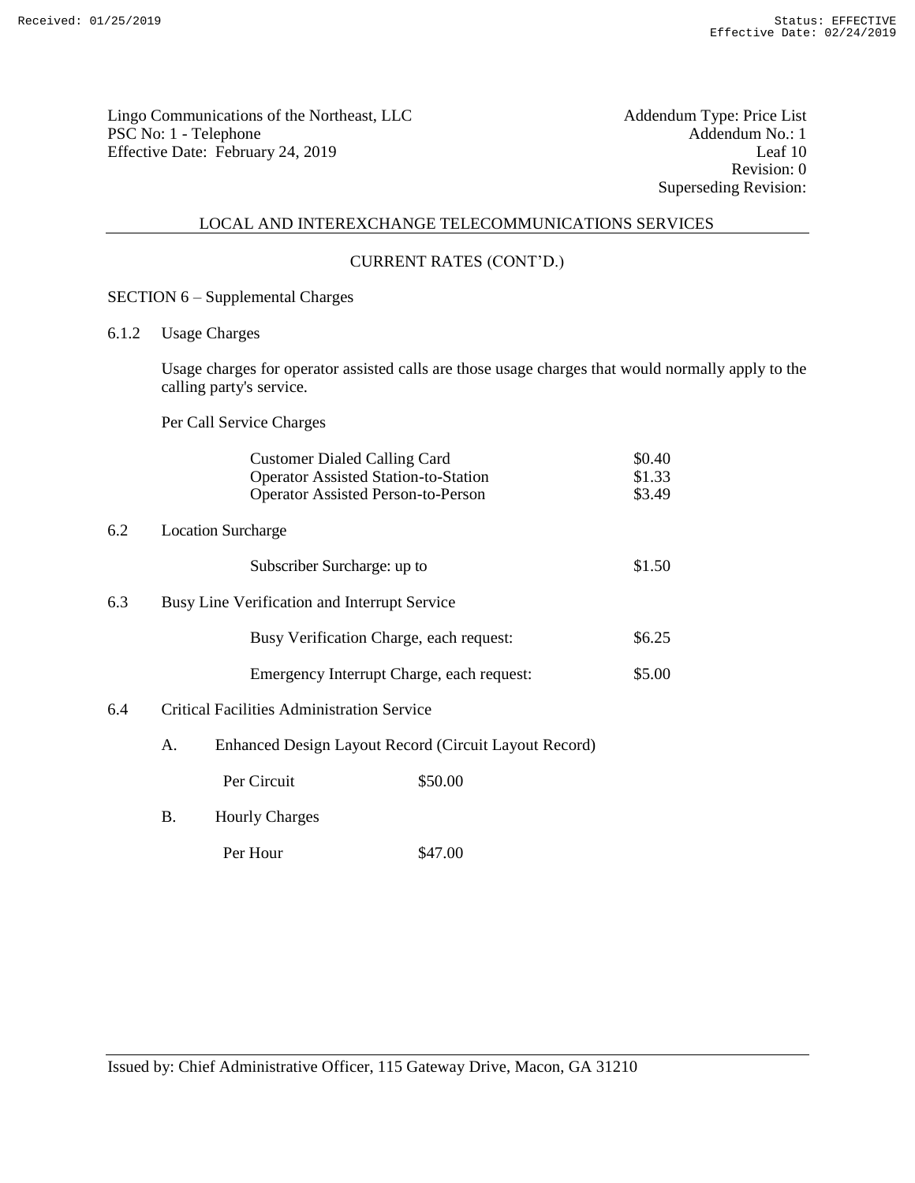Lingo Communications of the Northeast, LLC
PSC No: 1 - Telephone
Effective Date: February 24, 2019

Addendum Type: Price List
Addendum No.: 1
Leaf 10
Revision: 0
Superseding Revision:

## LOCAL AND INTEREXCHANGE TELECOMMUNICATIONS SERVICES

### CURRENT RATES (CONT'D.)

SECTION 6 – Supplemental Charges

6.1.2 Usage Charges

Usage charges for operator assisted calls are those usage charges that would normally apply to the calling party's service.

Per Call Service Charges

| | |
|---|---|
| Customer Dialed Calling Card | $0.40 |
| Operator Assisted Station-to-Station | $1.33 |
| Operator Assisted Person-to-Person | $3.49 |

6.2 Location Surcharge

| | |
|---|---|
| Subscriber Surcharge: up to | $1.50 |

6.3 Busy Line Verification and Interrupt Service

| | |
|---|---|
| Busy Verification Charge, each request: | $6.25 |
| Emergency Interrupt Charge, each request: | $5.00 |

6.4 Critical Facilities Administration Service

A. Enhanced Design Layout Record (Circuit Layout Record)

| | |
|---|---|
| Per Circuit | $50.00 |

B. Hourly Charges

| | |
|---|---|
| Per Hour | $47.00 |

Issued by: Chief Administrative Officer, 115 Gateway Drive, Macon, GA 31210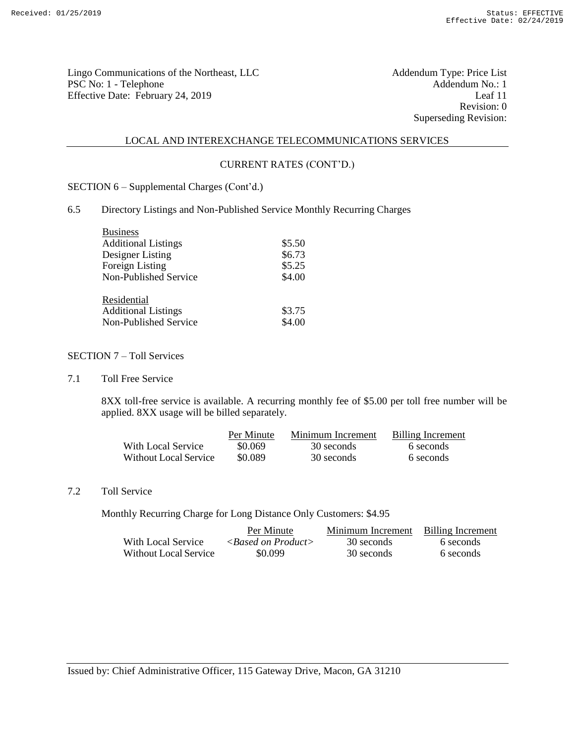Lingo Communications of the Northeast, LLC
PSC No: 1 - Telephone
Effective Date: February 24, 2019

Addendum Type: Price List
Addendum No.: 1
Leaf 11
Revision: 0
Superseding Revision:

## LOCAL AND INTEREXCHANGE TELECOMMUNICATIONS SERVICES

### CURRENT RATES (CONT'D.)

SECTION 6 – Supplemental Charges (Cont'd.)

6.5 Directory Listings and Non-Published Service Monthly Recurring Charges

| Business | |
|---|---|
| Additional Listings | $5.50 |
| Designer Listing | $6.73 |
| Foreign Listing | $5.25 |
| Non-Published Service | $4.00 |

| Residential | |
|---|---|
| Additional Listings | $3.75 |
| Non-Published Service | $4.00 |

SECTION 7 – Toll Services

7.1 Toll Free Service

8XX toll-free service is available. A recurring monthly fee of $5.00 per toll free number will be applied. 8XX usage will be billed separately.

| | Per Minute | Minimum Increment | Billing Increment |
|---|---|---|---|
| With Local Service | $0.069 | 30 seconds | 6 seconds |
| Without Local Service | $0.089 | 30 seconds | 6 seconds |

7.2 Toll Service

Monthly Recurring Charge for Long Distance Only Customers: $4.95

| | Per Minute | Minimum Increment | Billing Increment |
|---|---|---|---|
| With Local Service | *<Based on Product>* | 30 seconds | 6 seconds |
| Without Local Service | $0.099 | 30 seconds | 6 seconds |

Issued by: Chief Administrative Officer, 115 Gateway Drive, Macon, GA 31210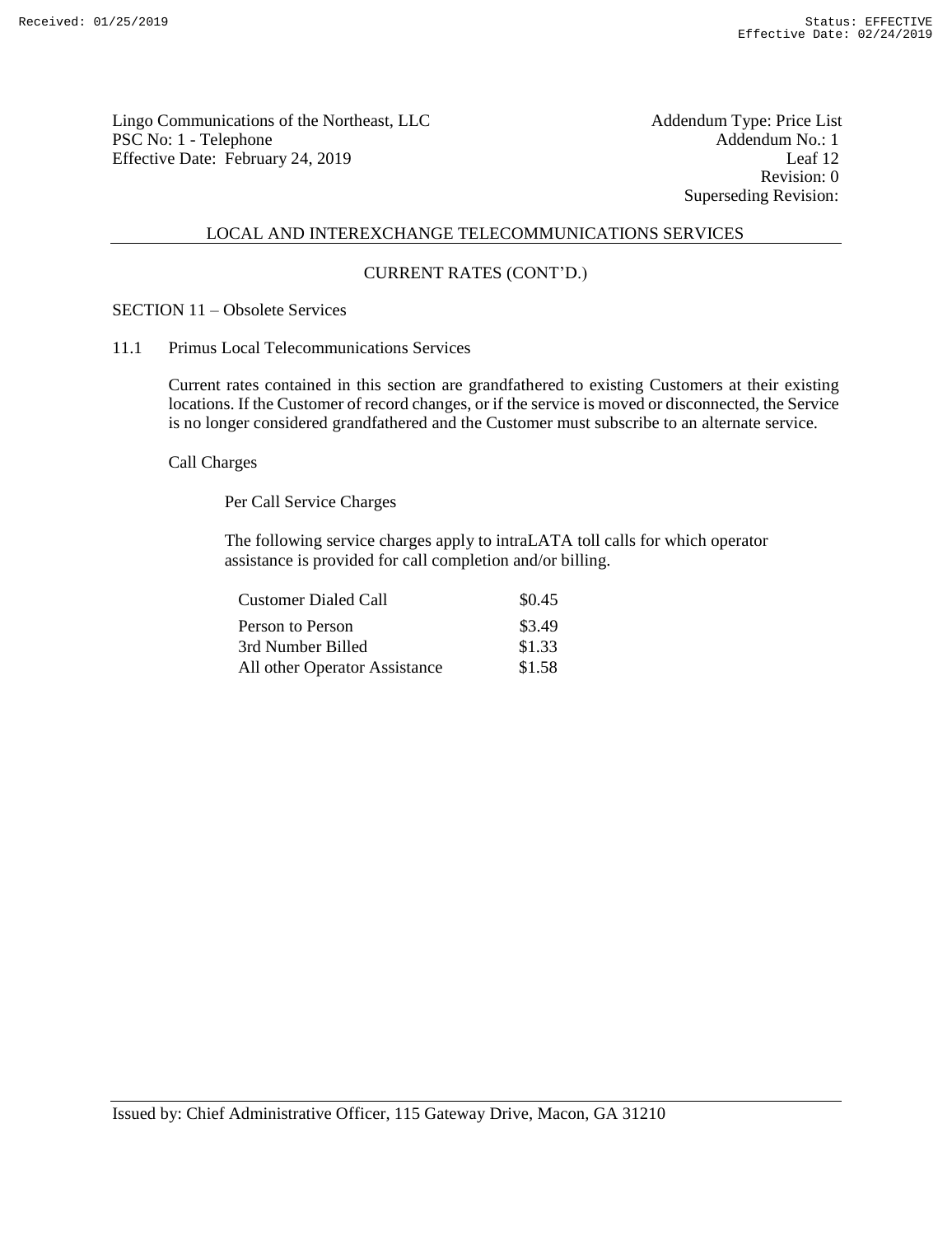Lingo Communications of the Northeast, LLC
PSC No: 1 - Telephone
Effective Date: February 24, 2019

Addendum Type: Price List
Addendum No.: 1
Leaf 12
Revision: 0
Superseding Revision:

## LOCAL AND INTEREXCHANGE TELECOMMUNICATIONS SERVICES

### CURRENT RATES (CONT'D.)

SECTION 11 – Obsolete Services

11.1 Primus Local Telecommunications Services

Current rates contained in this section are grandfathered to existing Customers at their existing locations. If the Customer of record changes, or if the service is moved or disconnected, the Service is no longer considered grandfathered and the Customer must subscribe to an alternate service.

Call Charges

Per Call Service Charges

The following service charges apply to intraLATA toll calls for which operator assistance is provided for call completion and/or billing.

| | |
|---|---|
| Customer Dialed Call | $0.45 |
| Person to Person | $3.49 |
| 3rd Number Billed | $1.33 |
| All other Operator Assistance | $1.58 |

Issued by: Chief Administrative Officer, 115 Gateway Drive, Macon, GA 31210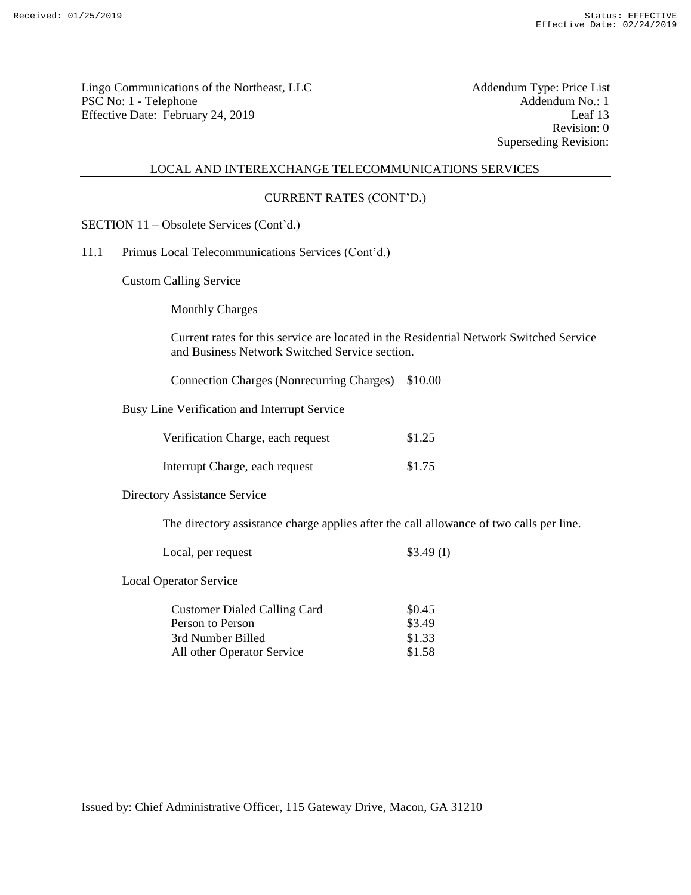Lingo Communications of the Northeast, LLC
PSC No: 1 - Telephone
Effective Date: February 24, 2019

Addendum Type: Price List
Addendum No.: 1
Leaf 13
Revision: 0
Superseding Revision:

## LOCAL AND INTEREXCHANGE TELECOMMUNICATIONS SERVICES

### CURRENT RATES (CONT'D.)

SECTION 11 – Obsolete Services (Cont'd.)

11.1 Primus Local Telecommunications Services (Cont'd.)

Custom Calling Service

Monthly Charges

Current rates for this service are located in the Residential Network Switched Service and Business Network Switched Service section.

Connection Charges (Nonrecurring Charges) $10.00

Busy Line Verification and Interrupt Service

| | |
|---|---|
| Verification Charge, each request | $1.25 |
| Interrupt Charge, each request | $1.75 |

Directory Assistance Service

The directory assistance charge applies after the call allowance of two calls per line.

| | |
|---|---|
| Local, per request | $3.49 (I) |

Local Operator Service

| | |
|---|---|
| Customer Dialed Calling Card | $0.45 |
| Person to Person | $3.49 |
| 3rd Number Billed | $1.33 |
| All other Operator Service | $1.58 |

Issued by: Chief Administrative Officer, 115 Gateway Drive, Macon, GA 31210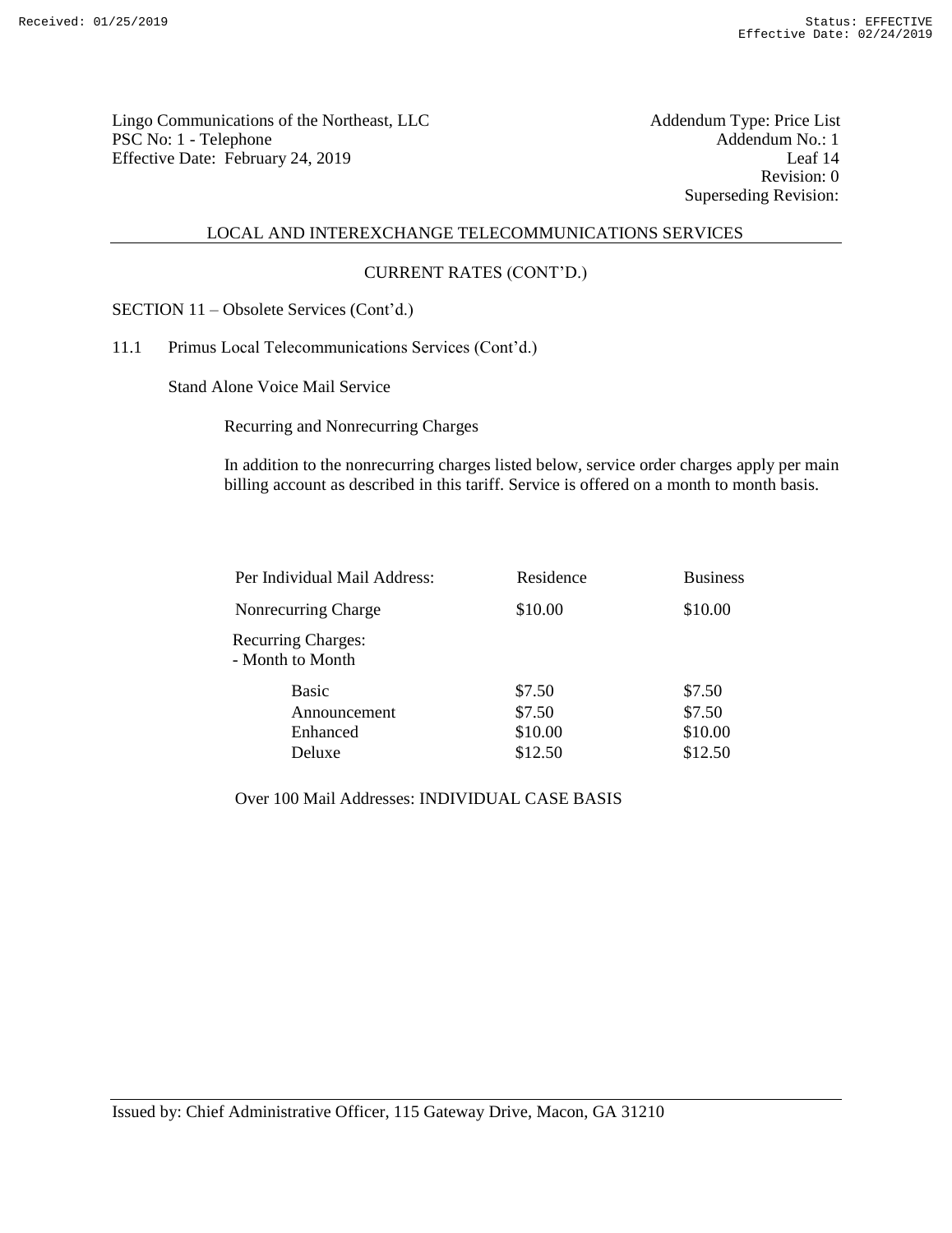Lingo Communications of the Northeast, LLC
PSC No: 1 - Telephone
Effective Date: February 24, 2019

Addendum Type: Price List
Addendum No.: 1
Leaf 14
Revision: 0
Superseding Revision:

LOCAL AND INTEREXCHANGE TELECOMMUNICATIONS SERVICES

CURRENT RATES (CONT'D.)

SECTION 11 – Obsolete Services (Cont'd.)

11.1 Primus Local Telecommunications Services (Cont'd.)

Stand Alone Voice Mail Service

Recurring and Nonrecurring Charges

In addition to the nonrecurring charges listed below, service order charges apply per main billing account as described in this tariff. Service is offered on a month to month basis.

| Per Individual Mail Address: | Residence | Business |
|---|---|---|
| Nonrecurring Charge | $10.00 | $10.00 |
| Recurring Charges:<br>- Month to Month | | |
| Basic | $7.50 | $7.50 |
| Announcement | $7.50 | $7.50 |
| Enhanced | $10.00 | $10.00 |
| Deluxe | $12.50 | $12.50 |

Over 100 Mail Addresses: INDIVIDUAL CASE BASIS

Issued by: Chief Administrative Officer, 115 Gateway Drive, Macon, GA 31210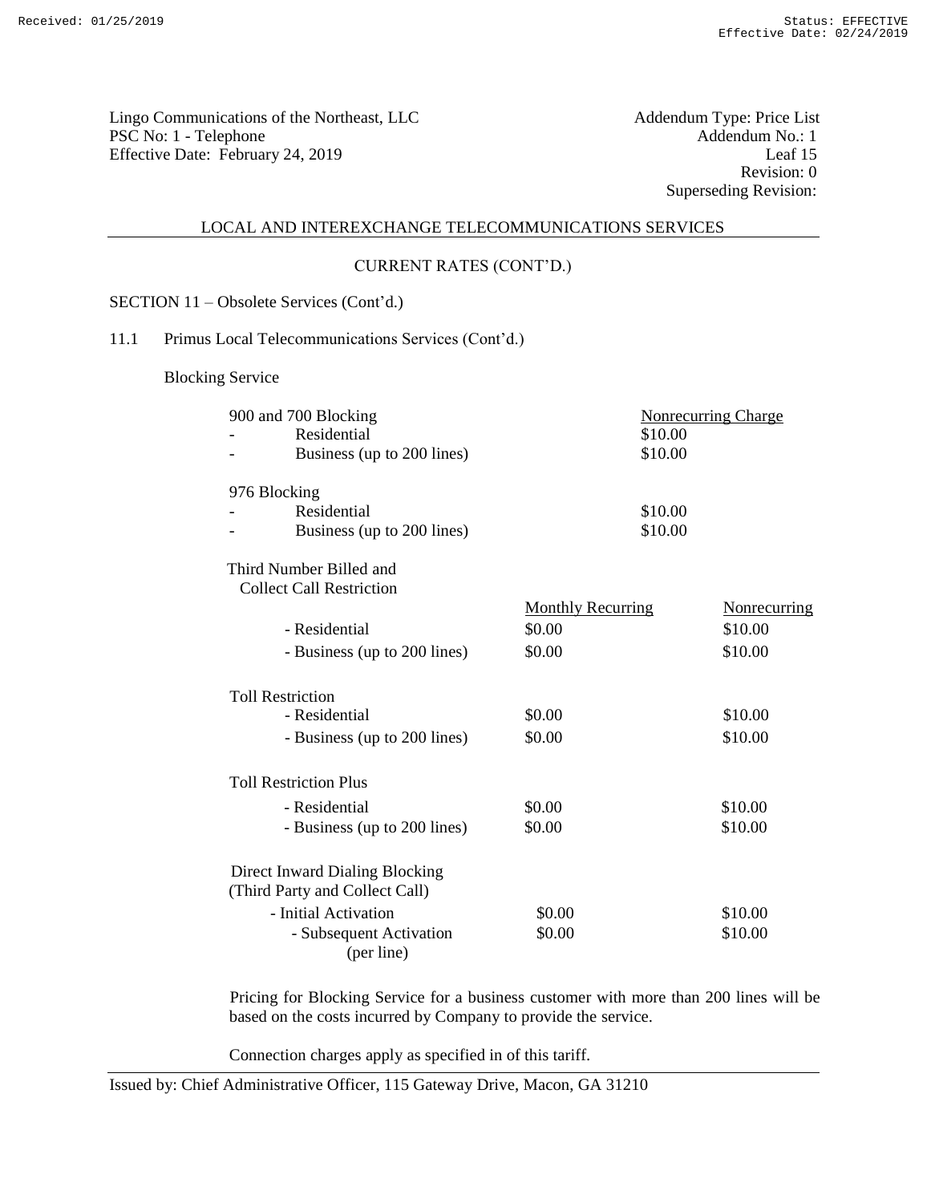Lingo Communications of the Northeast, LLC
PSC No: 1 - Telephone
Effective Date: February 24, 2019

Addendum Type: Price List
Addendum No.: 1
Leaf 15
Revision: 0
Superseding Revision:

LOCAL AND INTEREXCHANGE TELECOMMUNICATIONS SERVICES

CURRENT RATES (CONT'D.)

SECTION 11 – Obsolete Services (Cont'd.)

11.1 Primus Local Telecommunications Services (Cont'd.)

Blocking Service

| 900 and 700 Blocking | Nonrecurring Charge |
|---|---|
| - Residential | $10.00 |
| - Business (up to 200 lines) | $10.00 |
| **976 Blocking** | |
| - Residential | $10.00 |
| - Business (up to 200 lines) | $10.00 |

| Third Number Billed and Collect Call Restriction | Monthly Recurring | Nonrecurring |
|---|---|---|
| - Residential | $0.00 | $10.00 |
| - Business (up to 200 lines) | $0.00 | $10.00 |
| **Toll Restriction** | | |
| - Residential | $0.00 | $10.00 |
| - Business (up to 200 lines) | $0.00 | $10.00 |
| **Toll Restriction Plus** | | |
| - Residential | $0.00 | $10.00 |
| - Business (up to 200 lines) | $0.00 | $10.00 |
| **Direct Inward Dialing Blocking (Third Party and Collect Call)** | | |
| - Initial Activation | $0.00 | $10.00 |
| - Subsequent Activation (per line) | $0.00 | $10.00 |

Pricing for Blocking Service for a business customer with more than 200 lines will be based on the costs incurred by Company to provide the service.

Connection charges apply as specified in of this tariff.

Issued by: Chief Administrative Officer, 115 Gateway Drive, Macon, GA 31210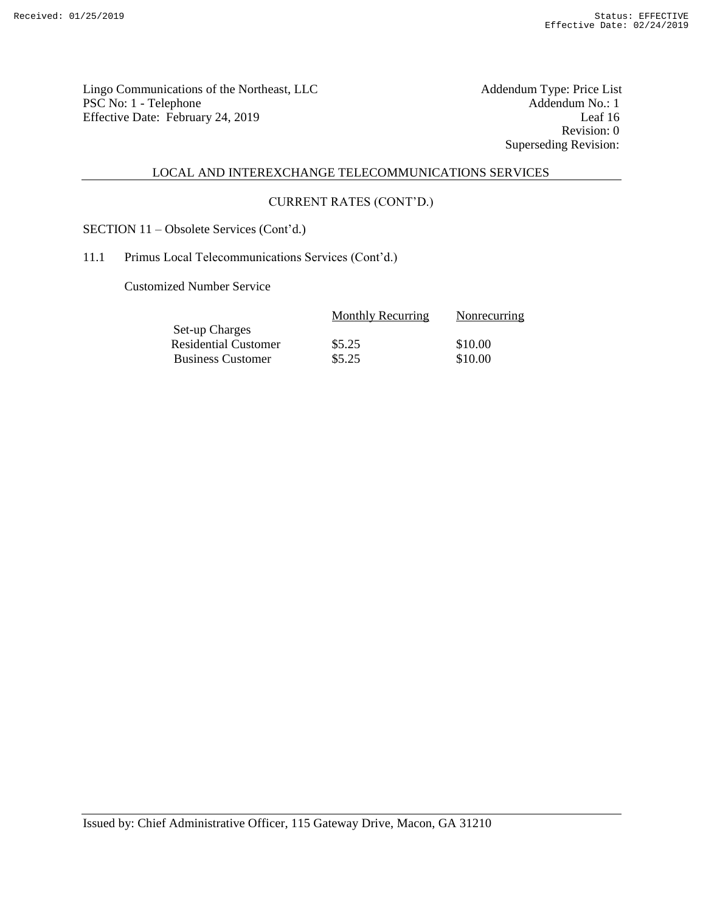Lingo Communications of the Northeast, LLC
PSC No: 1 - Telephone
Effective Date: February 24, 2019

Addendum Type: Price List
Addendum No.: 1
Leaf 16
Revision: 0
Superseding Revision:

## LOCAL AND INTEREXCHANGE TELECOMMUNICATIONS SERVICES

### CURRENT RATES (CONT'D.)

SECTION 11 – Obsolete Services (Cont'd.)

11.1 Primus Local Telecommunications Services (Cont'd.)

Customized Number Service

| | Monthly Recurring | Nonrecurring |
|---|---|---|
| Set-up Charges | | |
| Residential Customer | $5.25 | $10.00 |
| Business Customer | $5.25 | $10.00 |

Issued by: Chief Administrative Officer, 115 Gateway Drive, Macon, GA 31210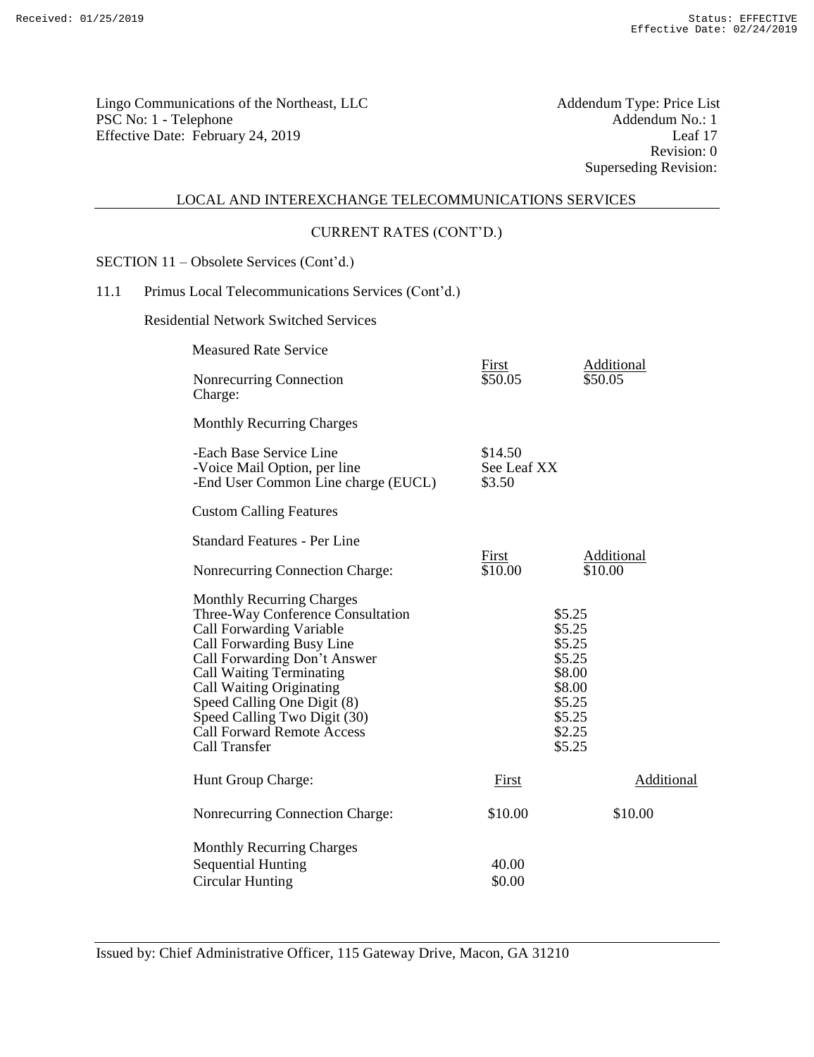Lingo Communications of the Northeast, LLC
PSC No: 1 - Telephone
Effective Date: February 24, 2019

Addendum Type: Price List
Addendum No.: 1
Leaf 17
Revision: 0
Superseding Revision:

## LOCAL AND INTEREXCHANGE TELECOMMUNICATIONS SERVICES

### CURRENT RATES (CONT'D.)

SECTION 11 – Obsolete Services (Cont'd.)

11.1 Primus Local Telecommunications Services (Cont'd.)

Residential Network Switched Services

Measured Rate Service

| | First | Additional |
|---|---|---|
| Nonrecurring Connection Charge: | $50.05 | $50.05 |

Monthly Recurring Charges

| | |
|---|---|
| -Each Base Service Line | $14.50 |
| -Voice Mail Option, per line | See Leaf XX |
| -End User Common Line charge (EUCL) | $3.50 |

Custom Calling Features

Standard Features - Per Line

| | First | Additional |
|---|---|---|
| Nonrecurring Connection Charge: | $10.00 | $10.00 |

Monthly Recurring Charges

| | |
|---|---|
| Three-Way Conference Consultation | $5.25 |
| Call Forwarding Variable | $5.25 |
| Call Forwarding Busy Line | $5.25 |
| Call Forwarding Don't Answer | $5.25 |
| Call Waiting Terminating | $8.00 |
| Call Waiting Originating | $8.00 |
| Speed Calling One Digit (8) | $5.25 |
| Speed Calling Two Digit (30) | $5.25 |
| Call Forward Remote Access | $2.25 |
| Call Transfer | $5.25 |

| Hunt Group Charge: | First | Additional |
|---|---|---|
| Nonrecurring Connection Charge: | $10.00 | $10.00 |

Monthly Recurring Charges

| | |
|---|---|
| Sequential Hunting | 40.00 |
| Circular Hunting | $0.00 |

Issued by: Chief Administrative Officer, 115 Gateway Drive, Macon, GA 31210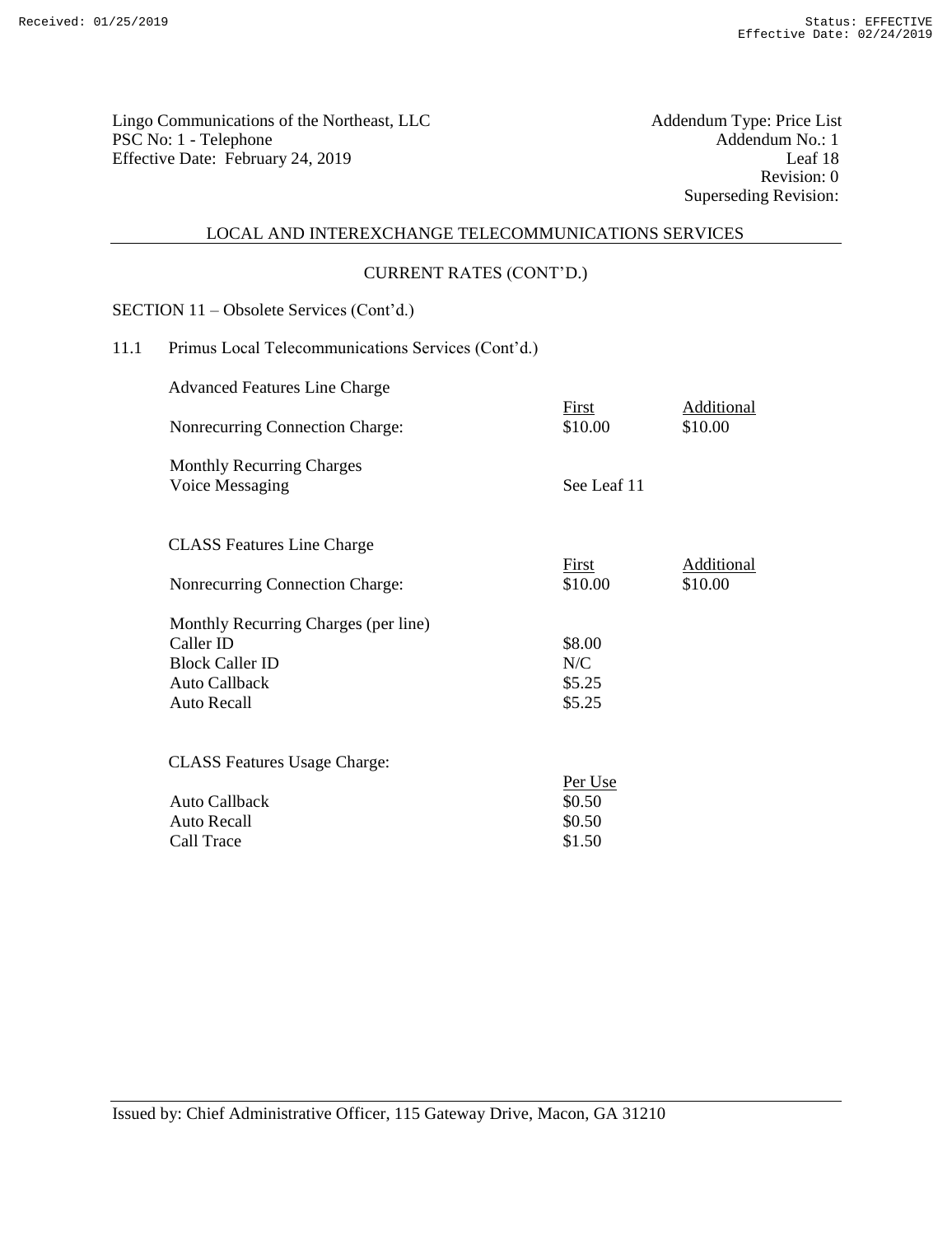Lingo Communications of the Northeast, LLC
PSC No: 1 - Telephone
Effective Date: February 24, 2019

Addendum Type: Price List
Addendum No.: 1
Leaf 18
Revision: 0
Superseding Revision:

## LOCAL AND INTEREXCHANGE TELECOMMUNICATIONS SERVICES

### CURRENT RATES (CONT'D.)

SECTION 11 – Obsolete Services (Cont'd.)

11.1 Primus Local Telecommunications Services (Cont'd.)

Advanced Features Line Charge

| | First | Additional |
|---|---|---|
| Nonrecurring Connection Charge: | $10.00 | $10.00 |

| Monthly Recurring Charges | |
|---|---|
| Voice Messaging | See Leaf 11 |

CLASS Features Line Charge

| | First | Additional |
|---|---|---|
| Nonrecurring Connection Charge: | $10.00 | $10.00 |

| Monthly Recurring Charges (per line) | |
|---|---|
| Caller ID | $8.00 |
| Block Caller ID | N/C |
| Auto Callback | $5.25 |
| Auto Recall | $5.25 |

CLASS Features Usage Charge:

| | Per Use |
|---|---|
| Auto Callback | $0.50 |
| Auto Recall | $0.50 |
| Call Trace | $1.50 |

Issued by: Chief Administrative Officer, 115 Gateway Drive, Macon, GA 31210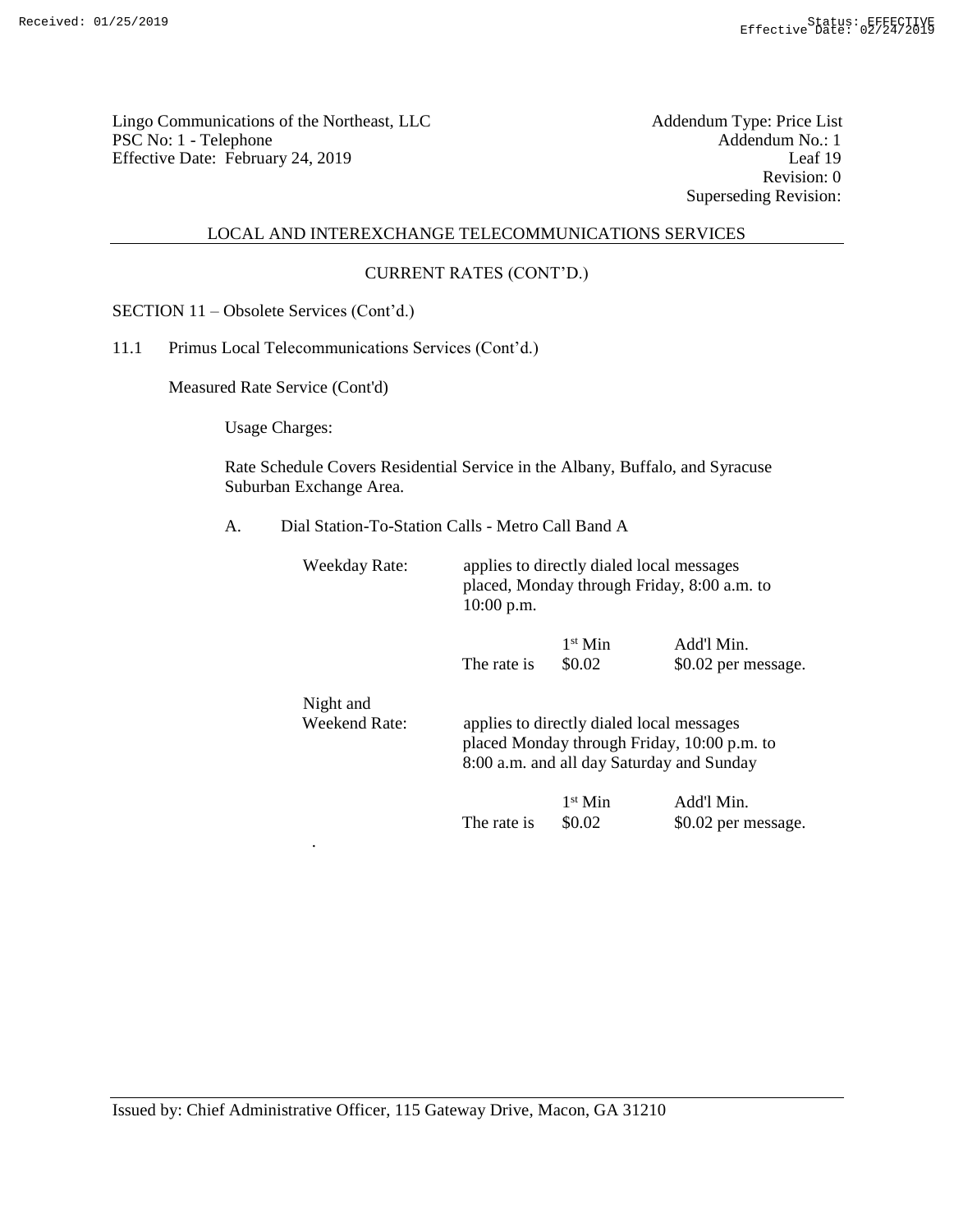Lingo Communications of the Northeast, LLC
PSC No: 1 - Telephone
Effective Date: February 24, 2019

Addendum Type: Price List
Addendum No.: 1
Leaf 19
Revision: 0
Superseding Revision:

## LOCAL AND INTEREXCHANGE TELECOMMUNICATIONS SERVICES

### CURRENT RATES (CONT'D.)

SECTION 11 – Obsolete Services (Cont'd.)

11.1 Primus Local Telecommunications Services (Cont'd.)

Measured Rate Service (Cont'd)

Usage Charges:

Rate Schedule Covers Residential Service in the Albany, Buffalo, and Syracuse Suburban Exchange Area.

A. Dial Station-To-Station Calls - Metro Call Band A

Weekday Rate: applies to directly dialed local messages placed, Monday through Friday, 8:00 a.m. to 10:00 p.m.

| | 1st Min | Add'l Min. |
|---|---|---|
| The rate is | $0.02 | $0.02 per message. |

Night and Weekend Rate: applies to directly dialed local messages placed Monday through Friday, 10:00 p.m. to 8:00 a.m. and all day Saturday and Sunday

| | 1st Min | Add'l Min. |
|---|---|---|
| The rate is | $0.02 | $0.02 per message. |

Issued by: Chief Administrative Officer, 115 Gateway Drive, Macon, GA 31210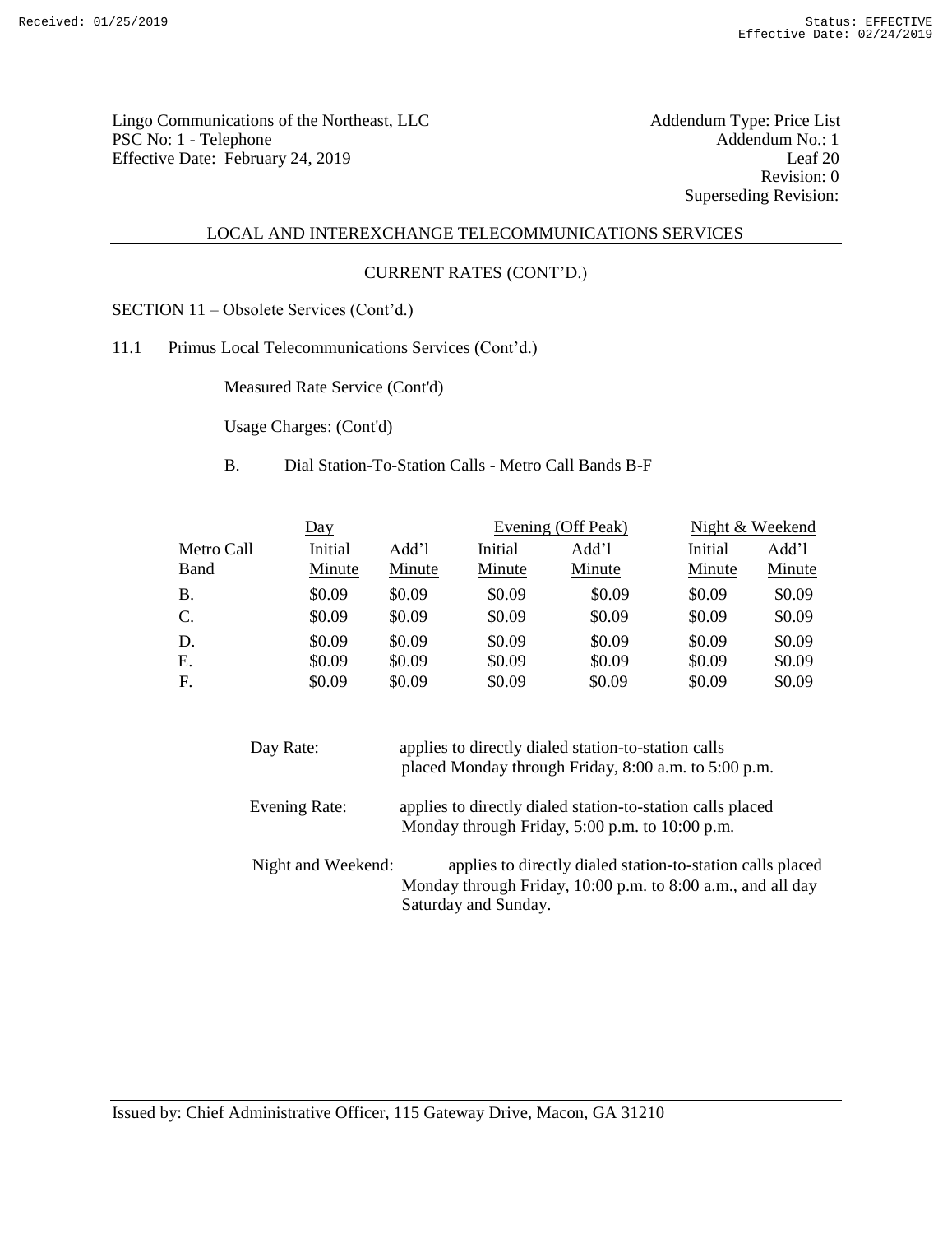Lingo Communications of the Northeast, LLC
PSC No: 1 - Telephone
Effective Date: February 24, 2019

Addendum Type: Price List
Addendum No.: 1
Leaf 20
Revision: 0
Superseding Revision:

LOCAL AND INTEREXCHANGE TELECOMMUNICATIONS SERVICES

CURRENT RATES (CONT'D.)

SECTION 11 – Obsolete Services (Cont'd.)

11.1 Primus Local Telecommunications Services (Cont'd.)

Measured Rate Service (Cont'd)

Usage Charges: (Cont'd)

B. Dial Station-To-Station Calls - Metro Call Bands B-F

| | Day | | Evening (Off Peak) | | Night & Weekend | |
|---|---|---|---|---|---|---|
| Metro Call Band | Initial Minute | Add'l Minute | Initial Minute | Add'l Minute | Initial Minute | Add'l Minute |
| B. | $0.09 | $0.09 | $0.09 | $0.09 | $0.09 | $0.09 |
| C. | $0.09 | $0.09 | $0.09 | $0.09 | $0.09 | $0.09 |
| D. | $0.09 | $0.09 | $0.09 | $0.09 | $0.09 | $0.09 |
| E. | $0.09 | $0.09 | $0.09 | $0.09 | $0.09 | $0.09 |
| F. | $0.09 | $0.09 | $0.09 | $0.09 | $0.09 | $0.09 |

Day Rate: applies to directly dialed station-to-station calls placed Monday through Friday, 8:00 a.m. to 5:00 p.m.

Evening Rate: applies to directly dialed station-to-station calls placed Monday through Friday, 5:00 p.m. to 10:00 p.m.

Night and Weekend: applies to directly dialed station-to-station calls placed Monday through Friday, 10:00 p.m. to 8:00 a.m., and all day Saturday and Sunday.

Issued by: Chief Administrative Officer, 115 Gateway Drive, Macon, GA 31210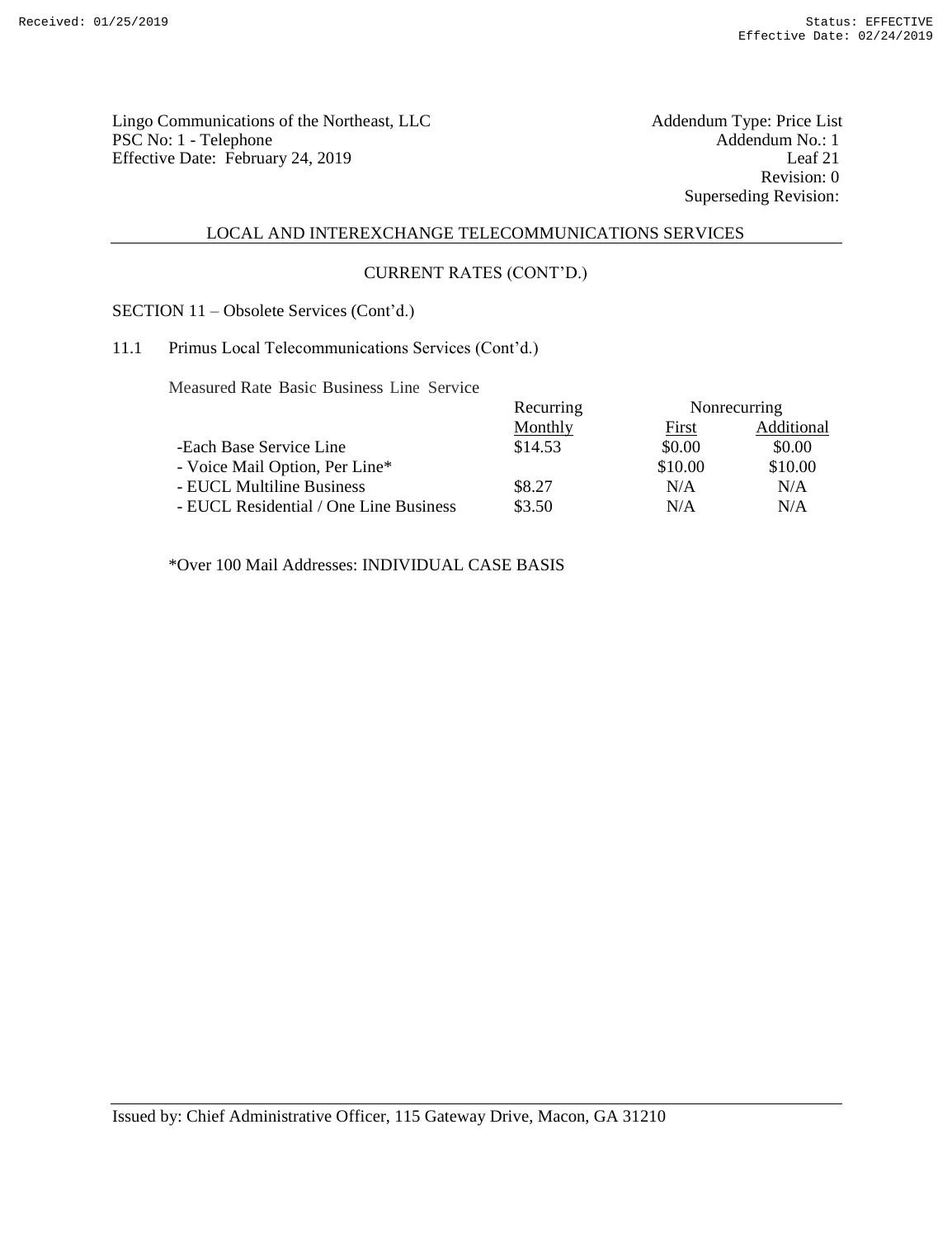Lingo Communications of the Northeast, LLC
PSC No: 1 - Telephone
Effective Date: February 24, 2019

Addendum Type: Price List
Addendum No.: 1
Leaf 21
Revision: 0
Superseding Revision:

## LOCAL AND INTEREXCHANGE TELECOMMUNICATIONS SERVICES

### CURRENT RATES (CONT'D.)

SECTION 11 – Obsolete Services (Cont'd.)

11.1 Primus Local Telecommunications Services (Cont'd.)

Measured Rate Basic Business Line Service

| | Recurring | Nonrecurring | |
|---|---|---|---|
| | Monthly | First | Additional |
| -Each Base Service Line | $14.53 | $0.00 | $0.00 |
| - Voice Mail Option, Per Line* | | $10.00 | $10.00 |
| - EUCL Multiline Business | $8.27 | N/A | N/A |
| - EUCL Residential / One Line Business | $3.50 | N/A | N/A |

*Over 100 Mail Addresses: INDIVIDUAL CASE BASIS

Issued by: Chief Administrative Officer, 115 Gateway Drive, Macon, GA 31210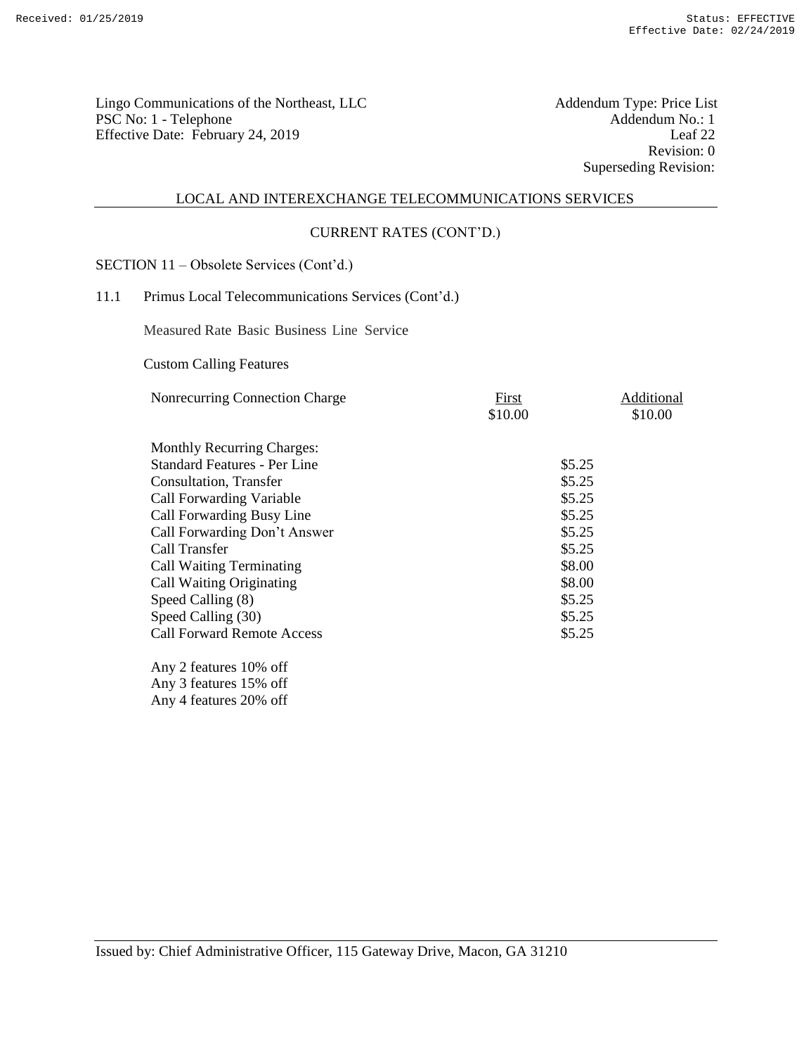Lingo Communications of the Northeast, LLC
PSC No: 1 - Telephone
Effective Date: February 24, 2019

Addendum Type: Price List
Addendum No.: 1
Leaf 22
Revision: 0
Superseding Revision:

LOCAL AND INTEREXCHANGE TELECOMMUNICATIONS SERVICES

CURRENT RATES (CONT'D.)

SECTION 11 – Obsolete Services (Cont'd.)

11.1 Primus Local Telecommunications Services (Cont'd.)

Measured Rate Basic Business Line Service

Custom Calling Features

| Nonrecurring Connection Charge | First | Additional |
|---|---|---|
| | $10.00 | $10.00 |

| Monthly Recurring Charges: | |
|---|---|
| Standard Features - Per Line | $5.25 |
| Consultation, Transfer | $5.25 |
| Call Forwarding Variable | $5.25 |
| Call Forwarding Busy Line | $5.25 |
| Call Forwarding Don't Answer | $5.25 |
| Call Transfer | $5.25 |
| Call Waiting Terminating | $8.00 |
| Call Waiting Originating | $8.00 |
| Speed Calling (8) | $5.25 |
| Speed Calling (30) | $5.25 |
| Call Forward Remote Access | $5.25 |

Any 2 features 10% off
Any 3 features 15% off
Any 4 features 20% off

Issued by: Chief Administrative Officer, 115 Gateway Drive, Macon, GA 31210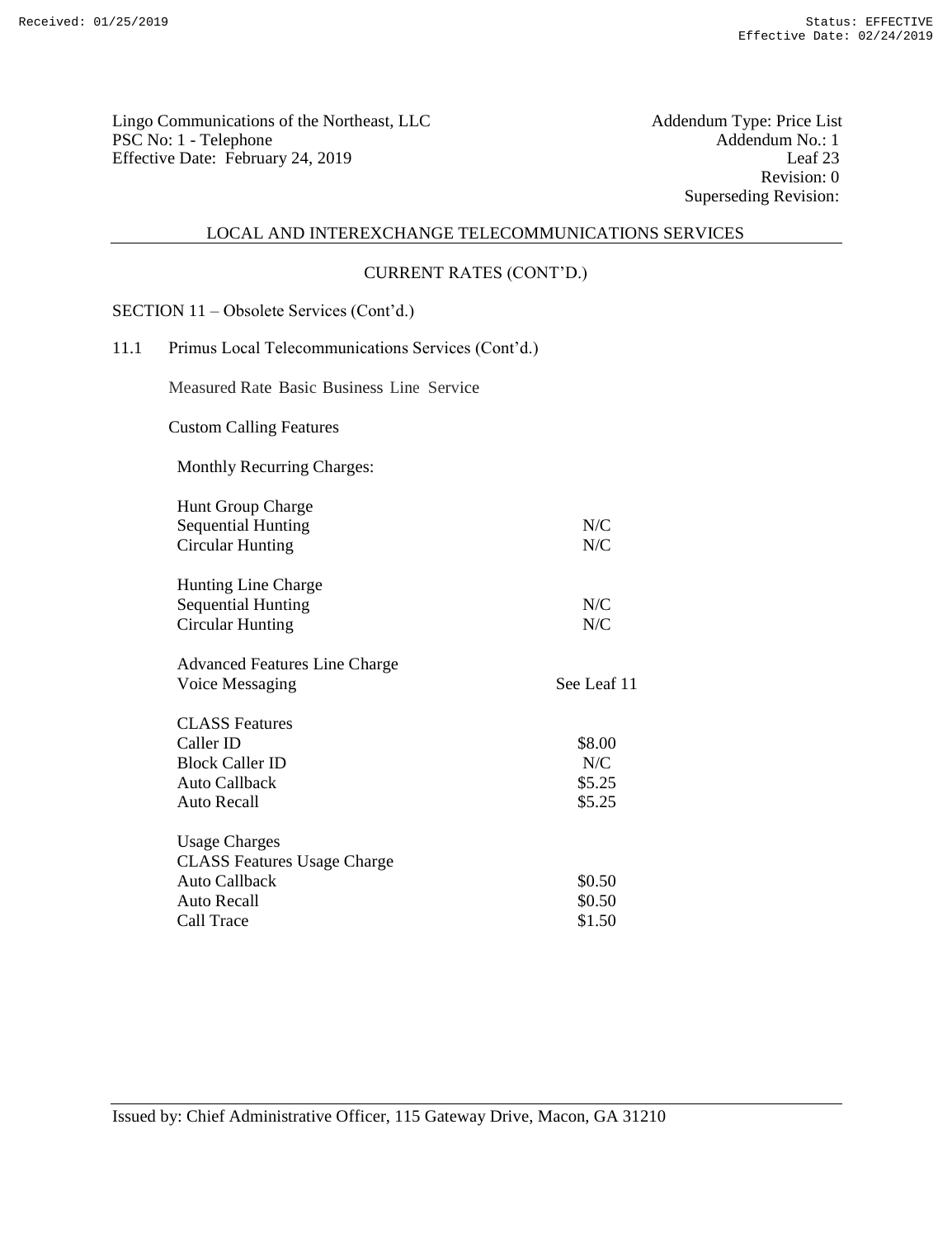Lingo Communications of the Northeast, LLC
PSC No: 1 - Telephone
Effective Date: February 24, 2019

Addendum Type: Price List
Addendum No.: 1
Leaf 23
Revision: 0
Superseding Revision:

## LOCAL AND INTEREXCHANGE TELECOMMUNICATIONS SERVICES

### CURRENT RATES (CONT'D.)

SECTION 11 – Obsolete Services (Cont'd.)

11.1 Primus Local Telecommunications Services (Cont'd.)

Measured Rate Basic Business Line Service

Custom Calling Features

Monthly Recurring Charges:

| | |
|---|---|
| Hunt Group Charge | |
| Sequential Hunting | N/C |
| Circular Hunting | N/C |
| | |
| Hunting Line Charge | |
| Sequential Hunting | N/C |
| Circular Hunting | N/C |
| | |
| Advanced Features Line Charge | |
| Voice Messaging | See Leaf 11 |
| | |
| CLASS Features | |
| Caller ID | $8.00 |
| Block Caller ID | N/C |
| Auto Callback | $5.25 |
| Auto Recall | $5.25 |
| | |
| Usage Charges | |
| CLASS Features Usage Charge | |
| Auto Callback | $0.50 |
| Auto Recall | $0.50 |
| Call Trace | $1.50 |

Issued by: Chief Administrative Officer, 115 Gateway Drive, Macon, GA 31210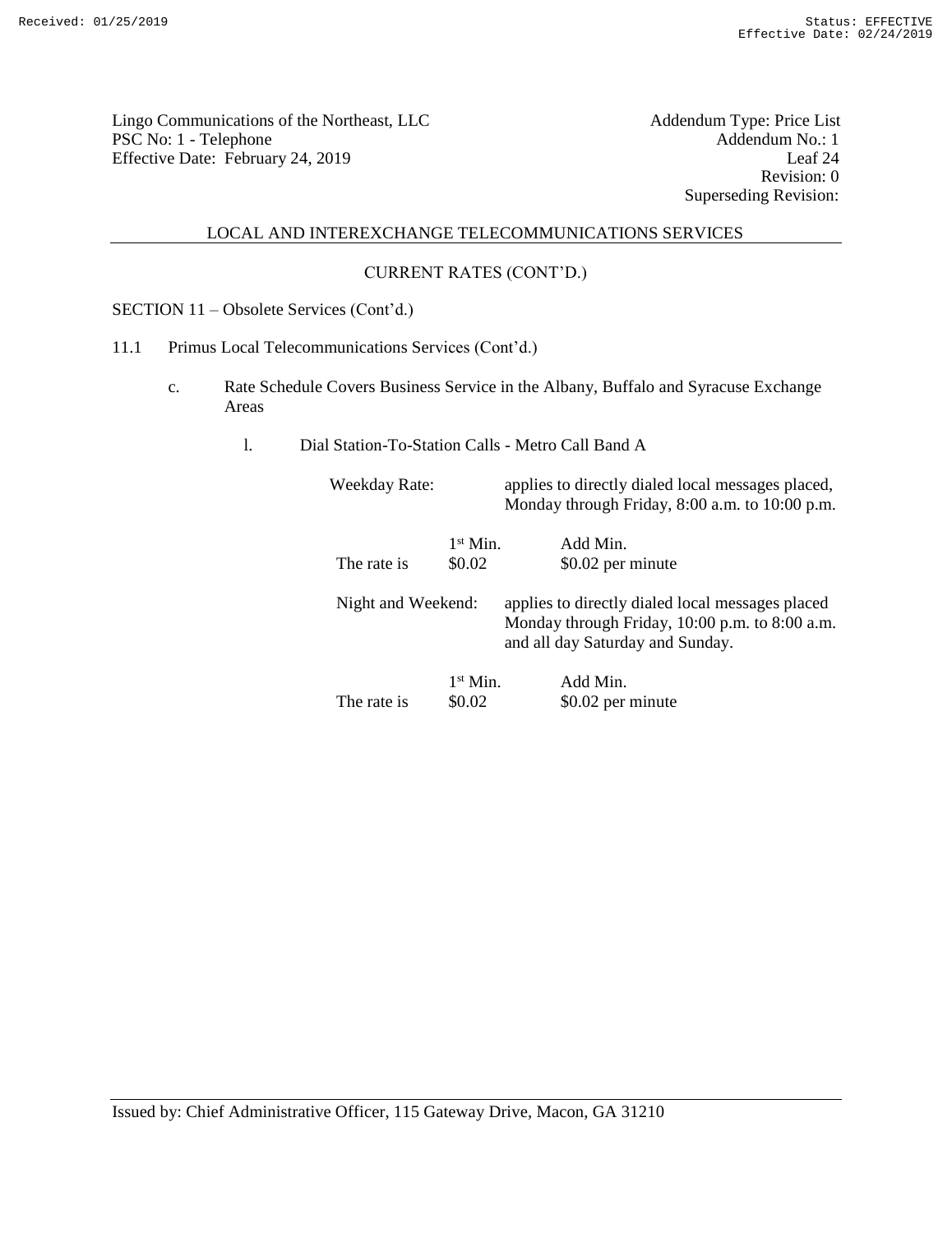Lingo Communications of the Northeast, LLC
PSC No: 1 - Telephone
Effective Date: February 24, 2019

Addendum Type: Price List
Addendum No.: 1
Leaf 24
Revision: 0
Superseding Revision:

LOCAL AND INTEREXCHANGE TELECOMMUNICATIONS SERVICES

CURRENT RATES (CONT'D.)

SECTION 11 – Obsolete Services (Cont'd.)

11.1 Primus Local Telecommunications Services (Cont'd.)

c. Rate Schedule Covers Business Service in the Albany, Buffalo and Syracuse Exchange Areas

l. Dial Station-To-Station Calls - Metro Call Band A

Weekday Rate: applies to directly dialed local messages placed, Monday through Friday, 8:00 a.m. to 10:00 p.m.

| | 1st Min. | Add Min. |
|---|---|---|
| The rate is | \$0.02 | \$0.02 per minute |

Night and Weekend: applies to directly dialed local messages placed Monday through Friday, 10:00 p.m. to 8:00 a.m. and all day Saturday and Sunday.

| | 1st Min. | Add Min. |
|---|---|---|
| The rate is | \$0.02 | \$0.02 per minute |

Issued by: Chief Administrative Officer, 115 Gateway Drive, Macon, GA 31210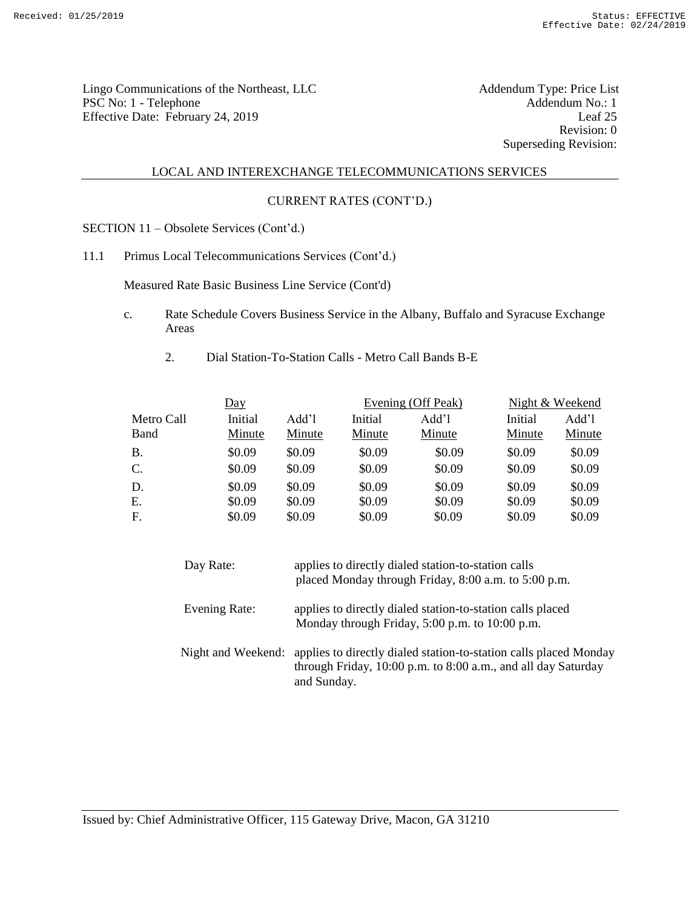Lingo Communications of the Northeast, LLC
PSC No: 1 - Telephone
Effective Date: February 24, 2019

Addendum Type: Price List
Addendum No.: 1
Leaf 25
Revision: 0
Superseding Revision:

## LOCAL AND INTEREXCHANGE TELECOMMUNICATIONS SERVICES

### CURRENT RATES (CONT'D.)

SECTION 11 – Obsolete Services (Cont'd.)

11.1 Primus Local Telecommunications Services (Cont'd.)

Measured Rate Basic Business Line Service (Cont'd)

c. Rate Schedule Covers Business Service in the Albany, Buffalo and Syracuse Exchange Areas

2. Dial Station-To-Station Calls - Metro Call Bands B-E

| | Day | | Evening (Off Peak) | | Night & Weekend | |
|---|---|---|---|---|---|---|
| Metro Call Band | Initial Minute | Add'l Minute | Initial Minute | Add'l Minute | Initial Minute | Add'l Minute |
| B. | $0.09 | $0.09 | $0.09 | $0.09 | $0.09 | $0.09 |
| C. | $0.09 | $0.09 | $0.09 | $0.09 | $0.09 | $0.09 |
| D. | $0.09 | $0.09 | $0.09 | $0.09 | $0.09 | $0.09 |
| E. | $0.09 | $0.09 | $0.09 | $0.09 | $0.09 | $0.09 |
| F. | $0.09 | $0.09 | $0.09 | $0.09 | $0.09 | $0.09 |

Day Rate: applies to directly dialed station-to-station calls placed Monday through Friday, 8:00 a.m. to 5:00 p.m.

Evening Rate: applies to directly dialed station-to-station calls placed Monday through Friday, 5:00 p.m. to 10:00 p.m.

Night and Weekend: applies to directly dialed station-to-station calls placed Monday through Friday, 10:00 p.m. to 8:00 a.m., and all day Saturday and Sunday.

Issued by: Chief Administrative Officer, 115 Gateway Drive, Macon, GA 31210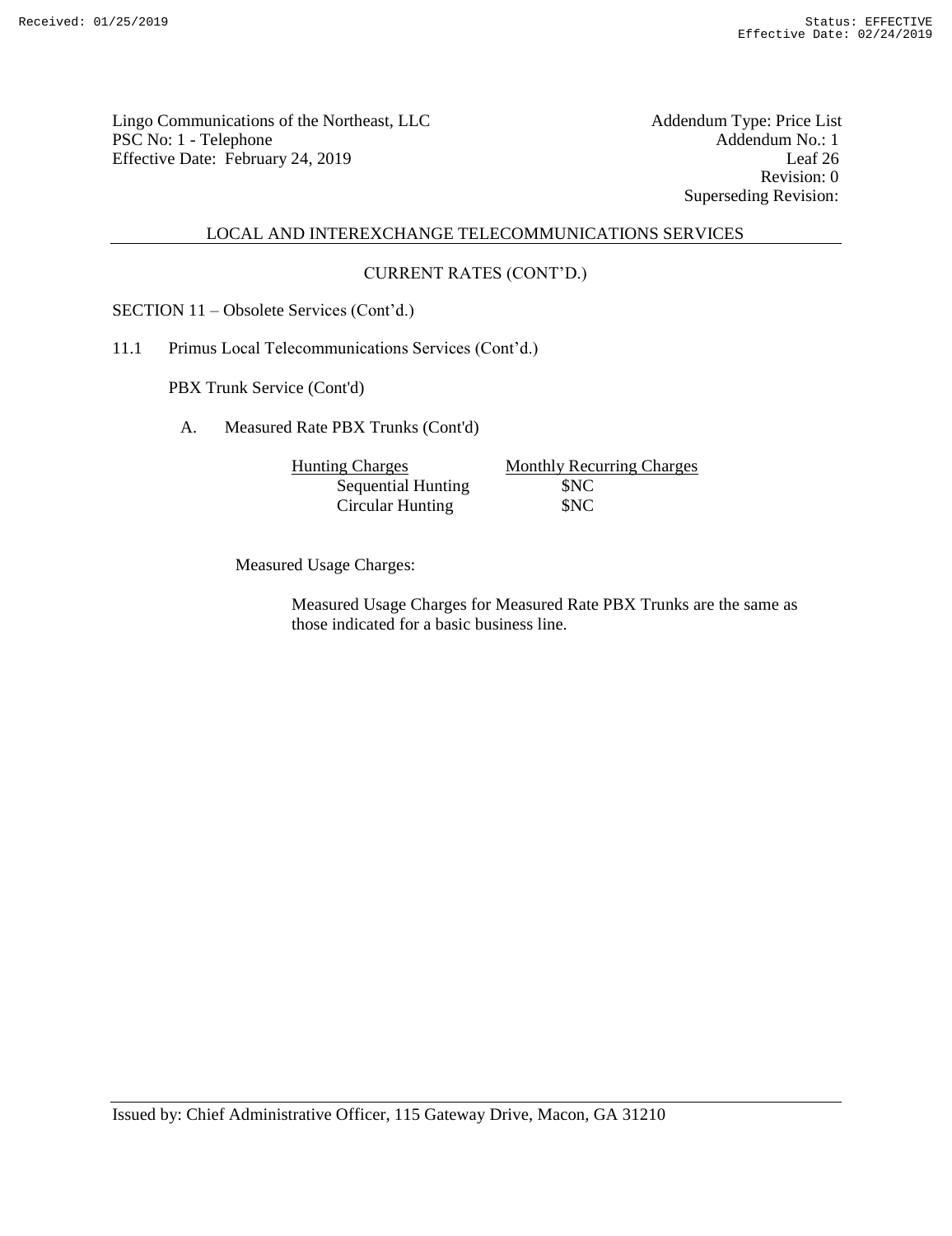Lingo Communications of the Northeast, LLC
PSC No: 1 - Telephone
Effective Date: February 24, 2019

Addendum Type: Price List
Addendum No.: 1
Leaf 26
Revision: 0
Superseding Revision:

## LOCAL AND INTEREXCHANGE TELECOMMUNICATIONS SERVICES

### CURRENT RATES (CONT'D.)

SECTION 11 – Obsolete Services (Cont'd.)

11.1 Primus Local Telecommunications Services (Cont'd.)

PBX Trunk Service (Cont'd)

A. Measured Rate PBX Trunks (Cont'd)

| Hunting Charges | Monthly Recurring Charges |
|---|---|
| Sequential Hunting | $NC |
| Circular Hunting | $NC |

Measured Usage Charges:

Measured Usage Charges for Measured Rate PBX Trunks are the same as those indicated for a basic business line.

Issued by: Chief Administrative Officer, 115 Gateway Drive, Macon, GA 31210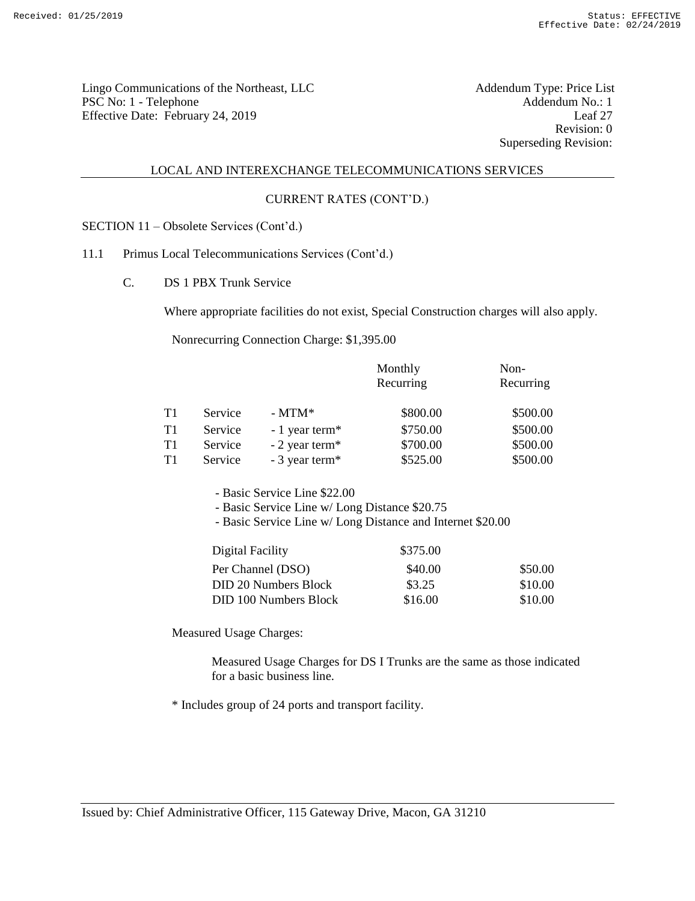Lingo Communications of the Northeast, LLC
PSC No: 1 - Telephone
Effective Date: February 24, 2019

Addendum Type: Price List
Addendum No.: 1
Leaf 27
Revision: 0
Superseding Revision:

LOCAL AND INTEREXCHANGE TELECOMMUNICATIONS SERVICES

CURRENT RATES (CONT'D.)

SECTION 11 – Obsolete Services (Cont'd.)

11.1 Primus Local Telecommunications Services (Cont'd.)

C. DS 1 PBX Trunk Service

Where appropriate facilities do not exist, Special Construction charges will also apply.

Nonrecurring Connection Charge: $1,395.00

| | Monthly Recurring | Non-Recurring |
|---|---|---|
| T1 Service - MTM* | $800.00 | $500.00 |
| T1 Service - 1 year term* | $750.00 | $500.00 |
| T1 Service - 2 year term* | $700.00 | $500.00 |
| T1 Service - 3 year term* | $525.00 | $500.00 |

- Basic Service Line $22.00
- Basic Service Line w/ Long Distance $20.75
- Basic Service Line w/ Long Distance and Internet $20.00

| | Monthly Recurring | Non-Recurring |
|---|---|---|
| Digital Facility | $375.00 | |
| Per Channel (DSO) | $40.00 | $50.00 |
| DID 20 Numbers Block | $3.25 | $10.00 |
| DID 100 Numbers Block | $16.00 | $10.00 |

Measured Usage Charges:

Measured Usage Charges for DS I Trunks are the same as those indicated for a basic business line.

* Includes group of 24 ports and transport facility.

Issued by: Chief Administrative Officer, 115 Gateway Drive, Macon, GA 31210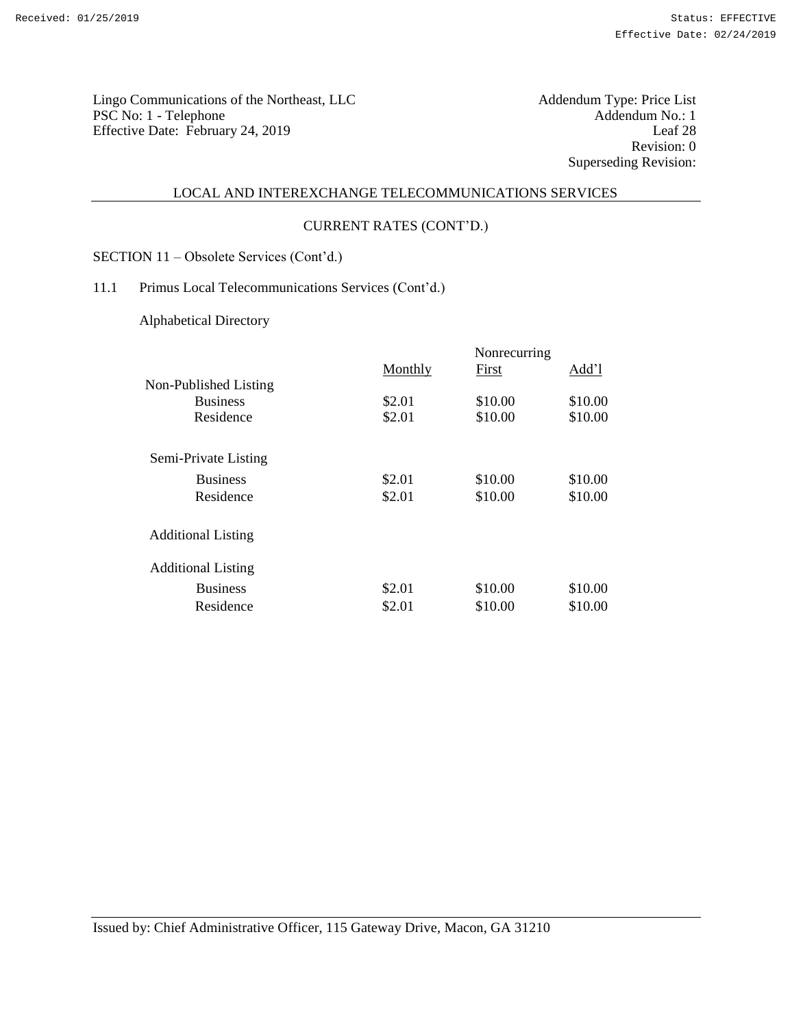Lingo Communications of the Northeast, LLC
PSC No: 1 - Telephone
Effective Date: February 24, 2019

Addendum Type: Price List
Addendum No.: 1
Leaf 28
Revision: 0
Superseding Revision:

## LOCAL AND INTEREXCHANGE TELECOMMUNICATIONS SERVICES

### CURRENT RATES (CONT'D.)

SECTION 11 – Obsolete Services (Cont'd.)

11.1 Primus Local Telecommunications Services (Cont'd.)

Alphabetical Directory

| | Monthly | Nonrecurring First | Nonrecurring Add'l |
|---|---|---|---|
| Non-Published Listing | | | |
| Business | $2.01 | $10.00 | $10.00 |
| Residence | $2.01 | $10.00 | $10.00 |
| Semi-Private Listing | | | |
| Business | $2.01 | $10.00 | $10.00 |
| Residence | $2.01 | $10.00 | $10.00 |
| Additional Listing | | | |
| Additional Listing | | | |
| Business | $2.01 | $10.00 | $10.00 |
| Residence | $2.01 | $10.00 | $10.00 |

Issued by: Chief Administrative Officer, 115 Gateway Drive, Macon, GA 31210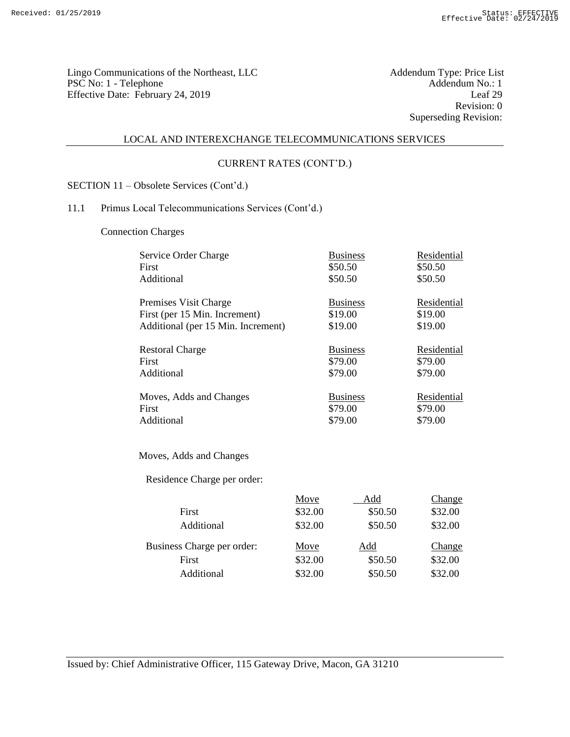Lingo Communications of the Northeast, LLC
PSC No: 1 - Telephone
Effective Date: February 24, 2019

Addendum Type: Price List
Addendum No.: 1
Leaf 29
Revision: 0
Superseding Revision:

## LOCAL AND INTEREXCHANGE TELECOMMUNICATIONS SERVICES

### CURRENT RATES (CONT'D.)

SECTION 11 – Obsolete Services (Cont'd.)

11.1 Primus Local Telecommunications Services (Cont'd.)

Connection Charges

| Service Order Charge | Business | Residential |
|---|---|---|
| First | $50.50 | $50.50 |
| Additional | $50.50 | $50.50 |

| Premises Visit Charge | Business | Residential |
|---|---|---|
| First (per 15 Min. Increment) | $19.00 | $19.00 |
| Additional (per 15 Min. Increment) | $19.00 | $19.00 |

| Restoral Charge | Business | Residential |
|---|---|---|
| First | $79.00 | $79.00 |
| Additional | $79.00 | $79.00 |

| Moves, Adds and Changes | Business | Residential |
|---|---|---|
| First | $79.00 | $79.00 |
| Additional | $79.00 | $79.00 |

Moves, Adds and Changes

Residence Charge per order:

| | Move | Add | Change |
|---|---|---|---|
| First | $32.00 | $50.50 | $32.00 |
| Additional | $32.00 | $50.50 | $32.00 |

| Business Charge per order: | Move | Add | Change |
|---|---|---|---|
| First | $32.00 | $50.50 | $32.00 |
| Additional | $32.00 | $50.50 | $32.00 |

Issued by: Chief Administrative Officer, 115 Gateway Drive, Macon, GA 31210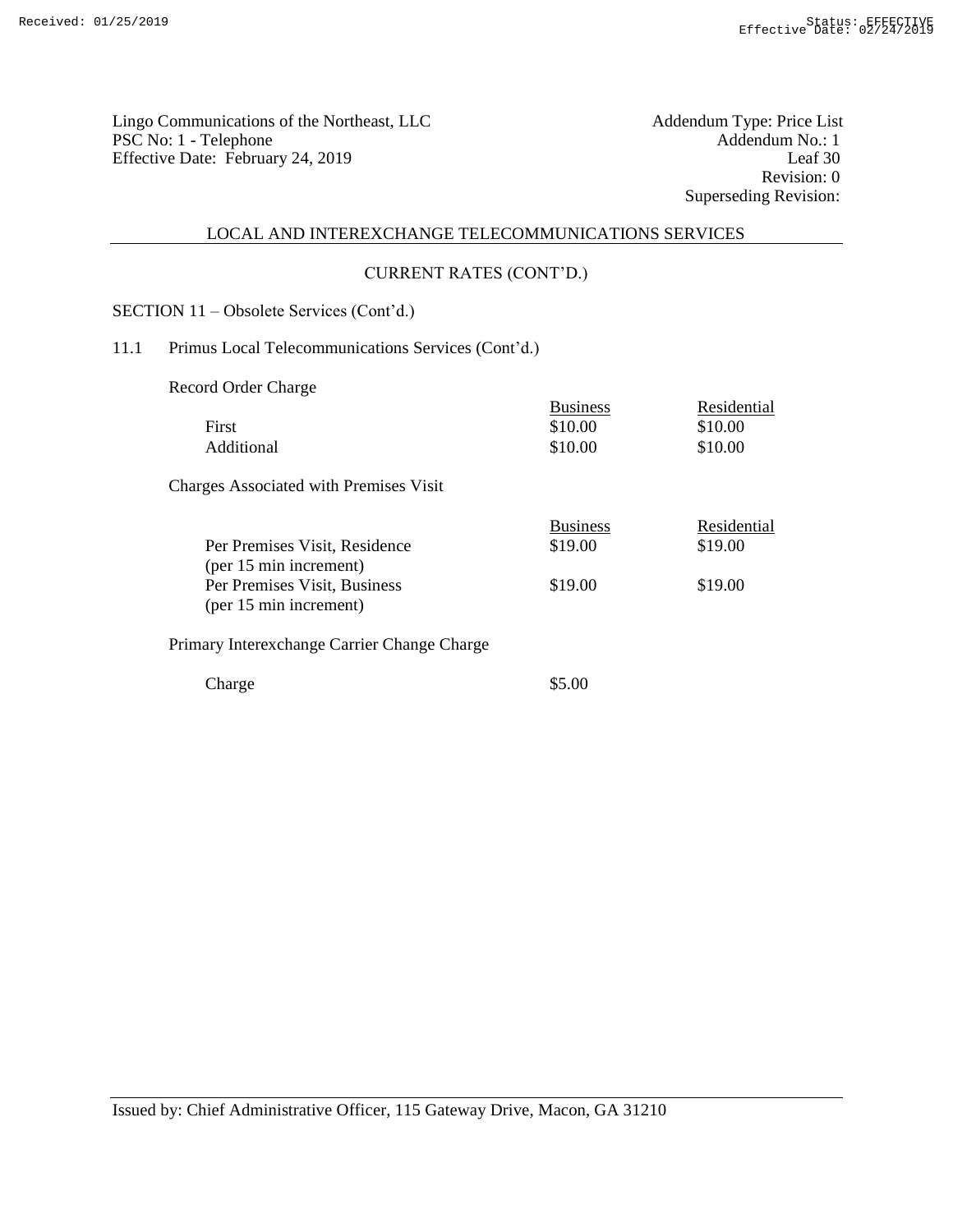Lingo Communications of the Northeast, LLC
PSC No: 1 - Telephone
Effective Date: February 24, 2019

Addendum Type: Price List
Addendum No.: 1
Leaf 30
Revision: 0
Superseding Revision:

LOCAL AND INTEREXCHANGE TELECOMMUNICATIONS SERVICES

CURRENT RATES (CONT'D.)

SECTION 11 – Obsolete Services (Cont'd.)

11.1 Primus Local Telecommunications Services (Cont'd.)

Record Order Charge

| | Business | Residential |
|---|---|---|
| First | $10.00 | $10.00 |
| Additional | $10.00 | $10.00 |

Charges Associated with Premises Visit

| | Business | Residential |
|---|---|---|
| Per Premises Visit, Residence (per 15 min increment) | $19.00 | $19.00 |
| Per Premises Visit, Business (per 15 min increment) | $19.00 | $19.00 |

Primary Interexchange Carrier Change Charge

| | |
|---|---|
| Charge | $5.00 |

Issued by: Chief Administrative Officer, 115 Gateway Drive, Macon, GA 31210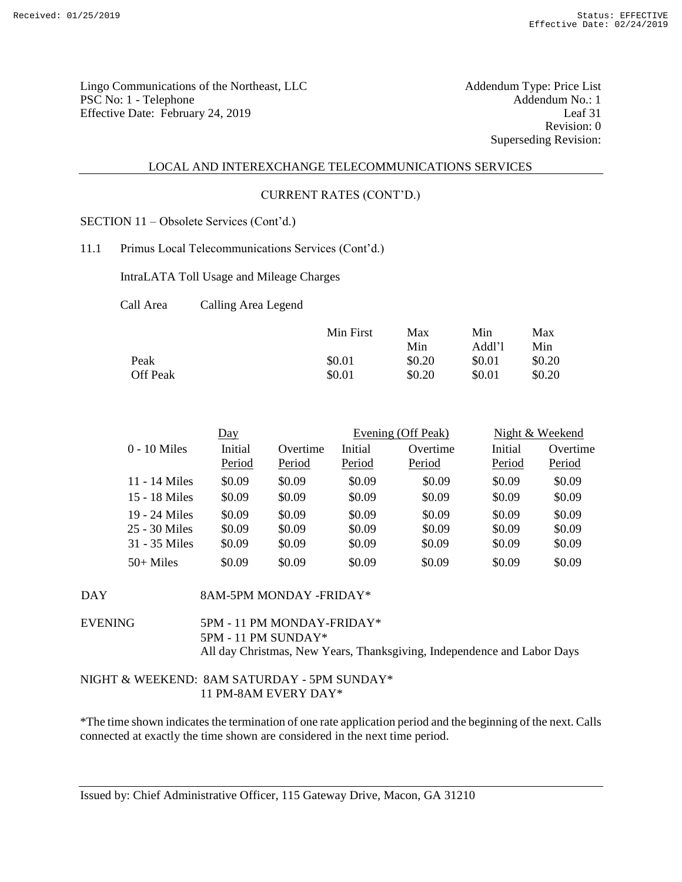Lingo Communications of the Northeast, LLC
PSC No: 1 - Telephone
Effective Date: February 24, 2019

Addendum Type: Price List
Addendum No.: 1
Leaf 31
Revision: 0
Superseding Revision:

LOCAL AND INTEREXCHANGE TELECOMMUNICATIONS SERVICES

CURRENT RATES (CONT'D.)

SECTION 11 – Obsolete Services (Cont'd.)

11.1 Primus Local Telecommunications Services (Cont'd.)

IntraLATA Toll Usage and Mileage Charges

Call Area Calling Area Legend

| | Min First | Max Min | Min Addl'l | Max Min |
|---|---|---|---|---|
| Peak | $0.01 | $0.20 | $0.01 | $0.20 |
| Off Peak | $0.01 | $0.20 | $0.01 | $0.20 |

| | Day | | Evening (Off Peak) | | Night & Weekend | |
|---|---|---|---|---|---|---|
| 0 - 10 Miles | Initial Period | Overtime Period | Initial Period | Overtime Period | Initial Period | Overtime Period |
| 11 - 14 Miles | $0.09 | $0.09 | $0.09 | $0.09 | $0.09 | $0.09 |
| 15 - 18 Miles | $0.09 | $0.09 | $0.09 | $0.09 | $0.09 | $0.09 |
| 19 - 24 Miles | $0.09 | $0.09 | $0.09 | $0.09 | $0.09 | $0.09 |
| 25 - 30 Miles | $0.09 | $0.09 | $0.09 | $0.09 | $0.09 | $0.09 |
| 31 - 35 Miles | $0.09 | $0.09 | $0.09 | $0.09 | $0.09 | $0.09 |
| 50+ Miles | $0.09 | $0.09 | $0.09 | $0.09 | $0.09 | $0.09 |

DAY 8AM-5PM MONDAY -FRIDAY*

EVENING 5PM - 11 PM MONDAY-FRIDAY*
5PM - 11 PM SUNDAY*
All day Christmas, New Years, Thanksgiving, Independence and Labor Days

NIGHT & WEEKEND: 8AM SATURDAY - 5PM SUNDAY*
11 PM-8AM EVERY DAY*

*The time shown indicates the termination of one rate application period and the beginning of the next. Calls connected at exactly the time shown are considered in the next time period.

Issued by: Chief Administrative Officer, 115 Gateway Drive, Macon, GA 31210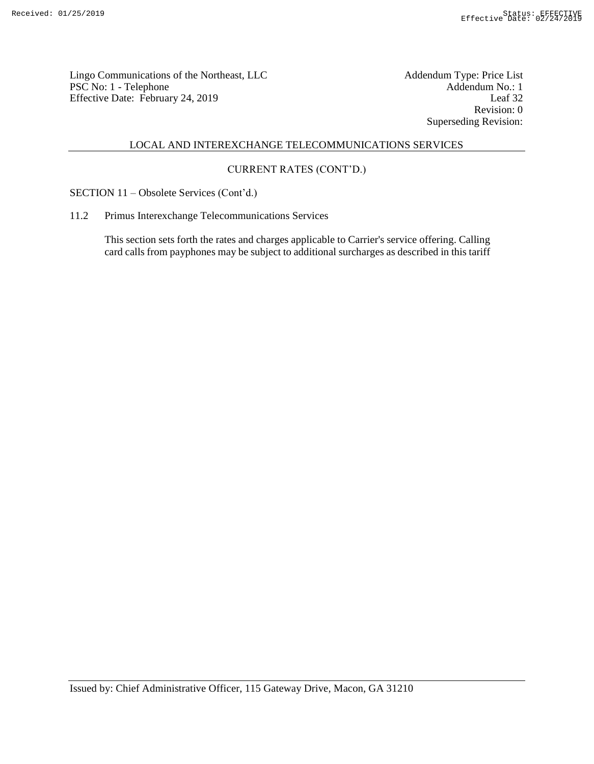## LOCAL AND INTEREXCHANGE TELECOMMUNICATIONS SERVICES

### CURRENT RATES (CONT'D.)

SECTION 11 – Obsolete Services (Cont'd.)

11.2 Primus Interexchange Telecommunications Services

This section sets forth the rates and charges applicable to Carrier's service offering. Calling card calls from payphones may be subject to additional surcharges as described in this tariff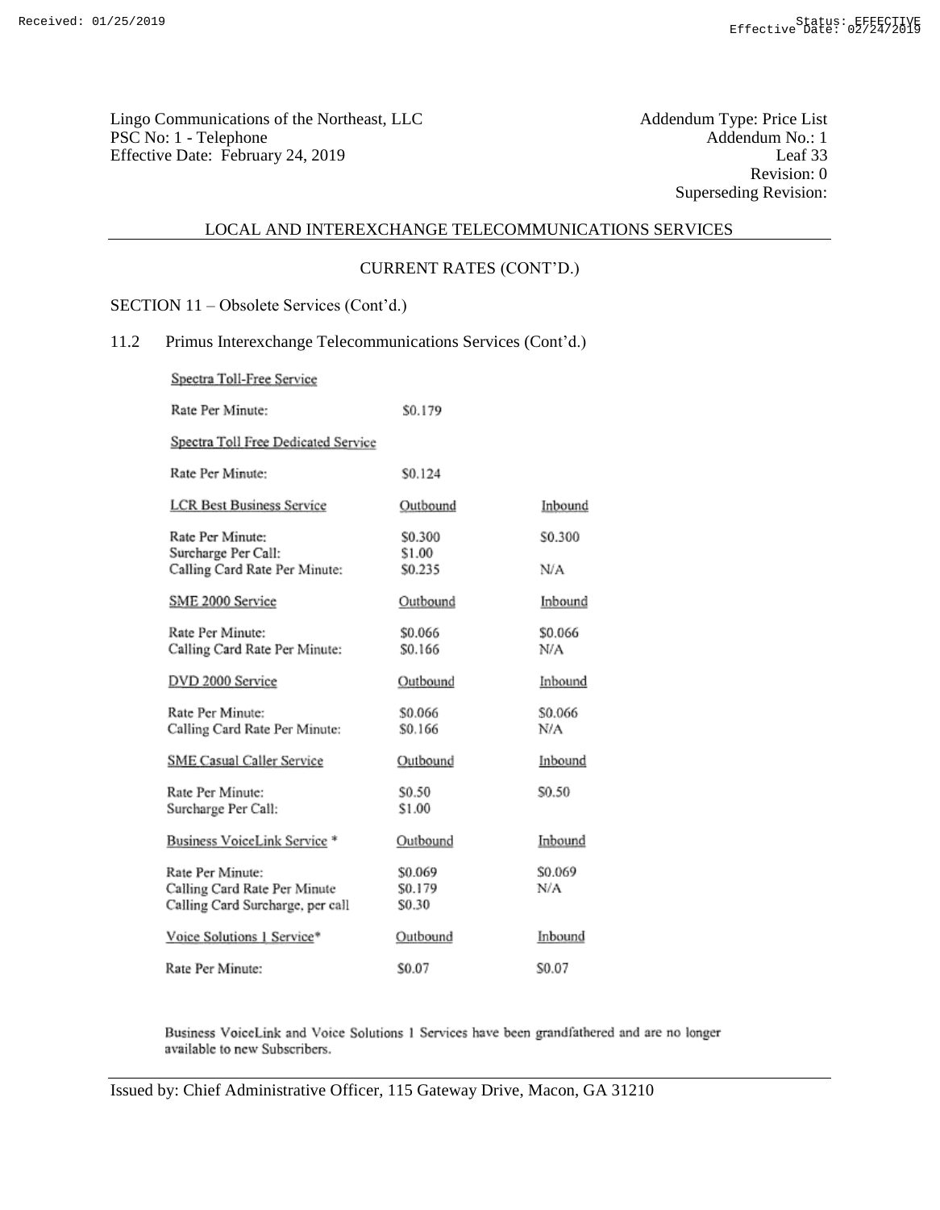Lingo Communications of the Northeast, LLC
PSC No: 1 - Telephone
Effective Date: February 24, 2019

Addendum Type: Price List
Addendum No.: 1
Leaf 33
Revision: 0
Superseding Revision:

## LOCAL AND INTEREXCHANGE TELECOMMUNICATIONS SERVICES

### CURRENT RATES (CONT'D.)

SECTION 11 – Obsolete Services (Cont'd.)

11.2 Primus Interexchange Telecommunications Services (Cont'd.)

| Spectra Toll-Free Service | | |
|---|---|---|
| Rate Per Minute: | $0.179 | |
| **Spectra Toll Free Dedicated Service** | | |
| Rate Per Minute: | $0.124 | |
| **LCR Best Business Service** | **Outbound** | **Inbound** |
| Rate Per Minute: | $0.300 | $0.300 |
| Surcharge Per Call: | $1.00 | |
| Calling Card Rate Per Minute: | $0.235 | N/A |
| **SME 2000 Service** | **Outbound** | **Inbound** |
| Rate Per Minute: | $0.066 | $0.066 |
| Calling Card Rate Per Minute: | $0.166 | N/A |
| **DVD 2000 Service** | **Outbound** | **Inbound** |
| Rate Per Minute: | $0.066 | $0.066 |
| Calling Card Rate Per Minute: | $0.166 | N/A |
| **SME Casual Caller Service** | **Outbound** | **Inbound** |
| Rate Per Minute: | $0.50 | $0.50 |
| Surcharge Per Call: | $1.00 | |
| **Business VoiceLink Service *** | **Outbound** | **Inbound** |
| Rate Per Minute: | $0.069 | $0.069 |
| Calling Card Rate Per Minute | $0.179 | N/A |
| Calling Card Surcharge, per call | $0.30 | |
| **Voice Solutions 1 Service*** | **Outbound** | **Inbound** |
| Rate Per Minute: | $0.07 | $0.07 |

Business VoiceLink and Voice Solutions 1 Services have been grandfathered and are no longer available to new Subscribers.

Issued by: Chief Administrative Officer, 115 Gateway Drive, Macon, GA 31210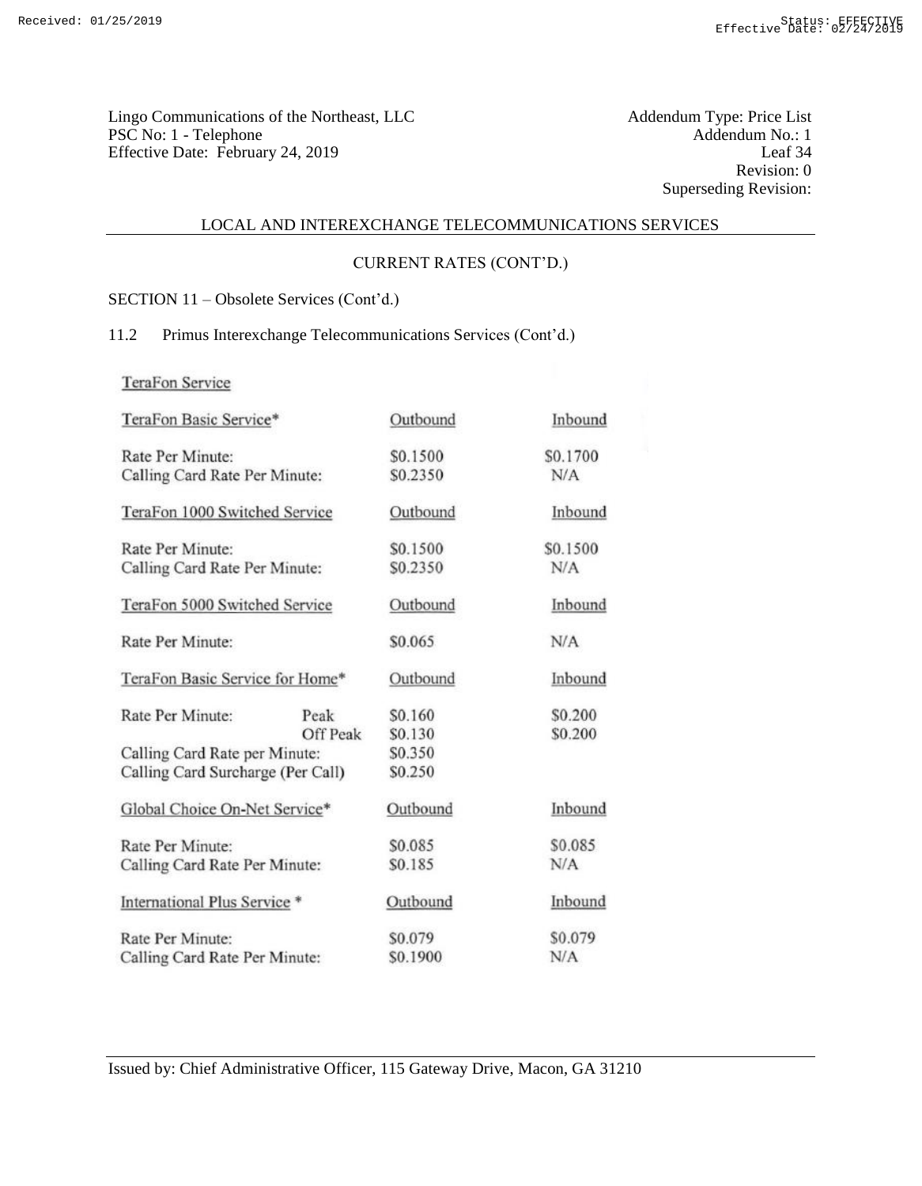Lingo Communications of the Northeast, LLC
PSC No: 1 - Telephone
Effective Date: February 24, 2019

Addendum Type: Price List
Addendum No.: 1
Leaf 34
Revision: 0
Superseding Revision:

## LOCAL AND INTEREXCHANGE TELECOMMUNICATIONS SERVICES

### CURRENT RATES (CONT'D.)

SECTION 11 – Obsolete Services (Cont'd.)

11.2 Primus Interexchange Telecommunications Services (Cont'd.)

TeraFon Service

| TeraFon Basic Service* | | Outbound | Inbound |
|---|---|---|---|
| Rate Per Minute: | | $0.1500 | $0.1700 |
| Calling Card Rate Per Minute: | | $0.2350 | N/A |
| **TeraFon 1000 Switched Service** | | **Outbound** | **Inbound** |
| Rate Per Minute: | | $0.1500 | $0.1500 |
| Calling Card Rate Per Minute: | | $0.2350 | N/A |
| **TeraFon 5000 Switched Service** | | **Outbound** | **Inbound** |
| Rate Per Minute: | | $0.065 | N/A |
| **TeraFon Basic Service for Home*** | | **Outbound** | **Inbound** |
| Rate Per Minute: | Peak | $0.160 | $0.200 |
| | Off Peak | $0.130 | $0.200 |
| Calling Card Rate per Minute: | | $0.350 | |
| Calling Card Surcharge (Per Call) | | $0.250 | |
| **Global Choice On-Net Service*** | | **Outbound** | **Inbound** |
| Rate Per Minute: | | $0.085 | $0.085 |
| Calling Card Rate Per Minute: | | $0.185 | N/A |
| **International Plus Service *** | | **Outbound** | **Inbound** |
| Rate Per Minute: | | $0.079 | $0.079 |
| Calling Card Rate Per Minute: | | $0.1900 | N/A |

Issued by: Chief Administrative Officer, 115 Gateway Drive, Macon, GA 31210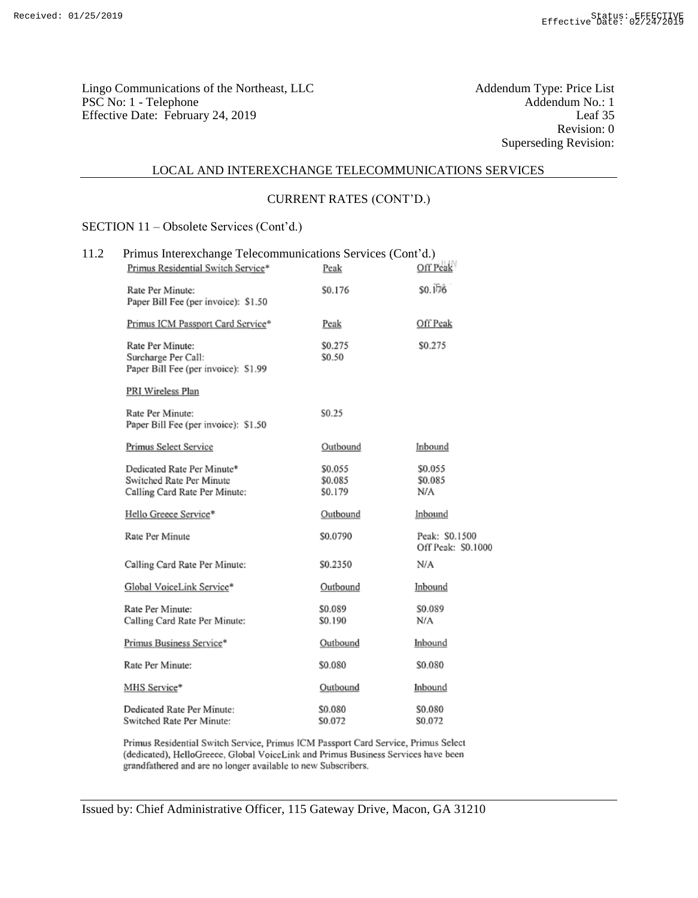Lingo Communications of the Northeast, LLC
PSC No: 1 - Telephone
Effective Date: February 24, 2019

Addendum Type: Price List
Addendum No.: 1
Leaf 35
Revision: 0
Superseding Revision:

## LOCAL AND INTEREXCHANGE TELECOMMUNICATIONS SERVICES

### CURRENT RATES (CONT'D.)

### SECTION 11 – Obsolete Services (Cont'd.)

11.2 Primus Interexchange Telecommunications Services (Cont'd.)

| Primus Residential Switch Service* | Peak | Off Peak |
|---|---|---|
| Rate Per Minute: | $0.176 | $0.176 |
| Paper Bill Fee (per invoice): $1.50 | | |

| Primus ICM Passport Card Service* | Peak | Off Peak |
|---|---|---|
| Rate Per Minute: | $0.275 | $0.275 |
| Surcharge Per Call: | $0.50 | |
| Paper Bill Fee (per invoice): $1.99 | | |

| PRI Wireless Plan | | |
|---|---|---|
| Rate Per Minute: | $0.25 | |
| Paper Bill Fee (per invoice): $1.50 | | |

| Primus Select Service | Outbound | Inbound |
|---|---|---|
| Dedicated Rate Per Minute* | $0.055 | $0.055 |
| Switched Rate Per Minute | $0.085 | $0.085 |
| Calling Card Rate Per Minute: | $0.179 | N/A |

| Hello Greece Service* | Outbound | Inbound |
|---|---|---|
| Rate Per Minute | $0.0790 | Peak: $0.1500<br>Off Peak: $0.1000 |
| Calling Card Rate Per Minute: | $0.2350 | N/A |

| Global VoiceLink Service* | Outbound | Inbound |
|---|---|---|
| Rate Per Minute: | $0.089 | $0.089 |
| Calling Card Rate Per Minute: | $0.190 | N/A |

| Primus Business Service* | Outbound | Inbound |
|---|---|---|
| Rate Per Minute: | $0.080 | $0.080 |

| MHS Service* | Outbound | Inbound |
|---|---|---|
| Dedicated Rate Per Minute: | $0.080 | $0.080 |
| Switched Rate Per Minute: | $0.072 | $0.072 |

Primus Residential Switch Service, Primus ICM Passport Card Service, Primus Select (dedicated), HelloGreece, Global VoiceLink and Primus Business Services have been grandfathered and are no longer available to new Subscribers.

Issued by: Chief Administrative Officer, 115 Gateway Drive, Macon, GA 31210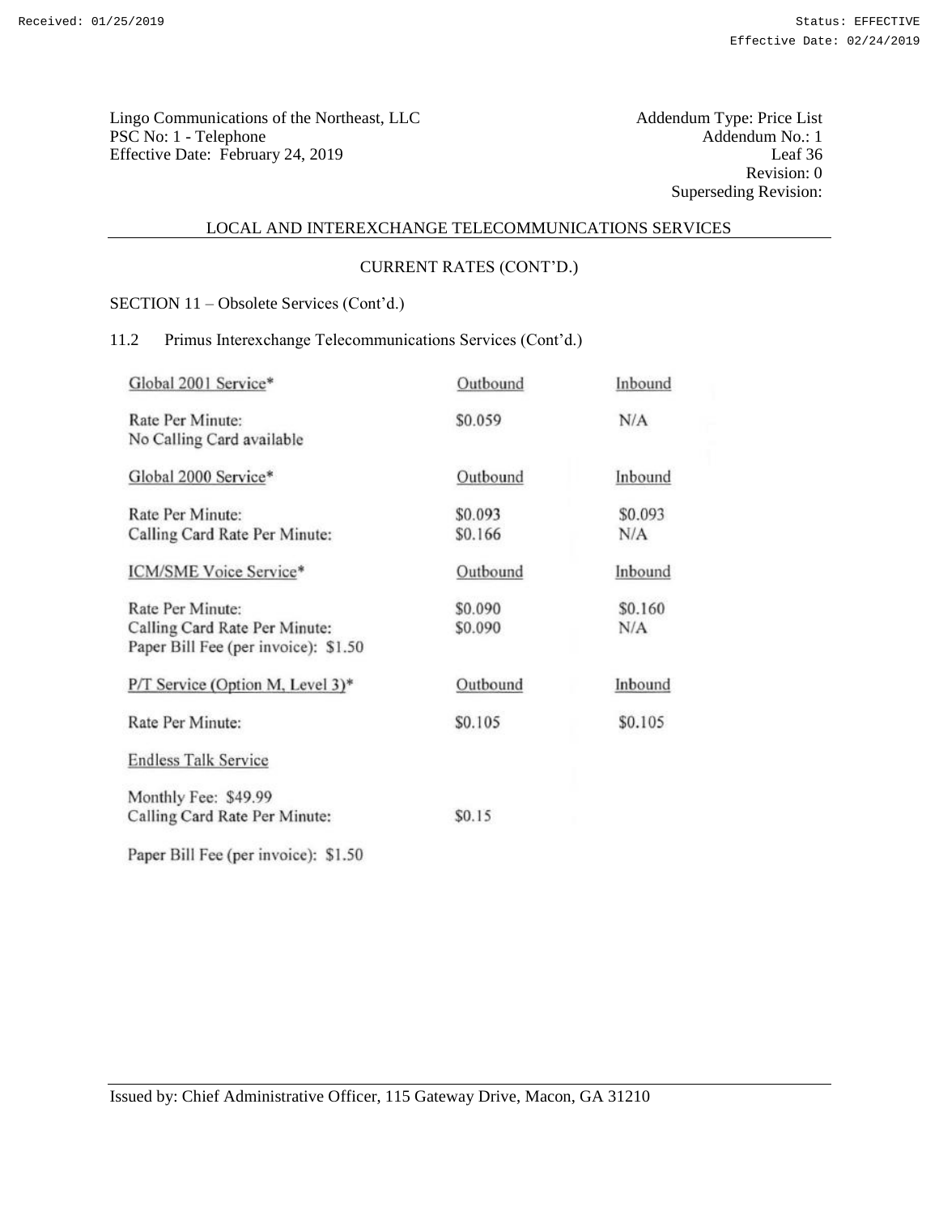Lingo Communications of the Northeast, LLC
PSC No: 1 - Telephone
Effective Date: February 24, 2019

Addendum Type: Price List
Addendum No.: 1
Leaf 36
Revision: 0
Superseding Revision:

## LOCAL AND INTEREXCHANGE TELECOMMUNICATIONS SERVICES

### CURRENT RATES (CONT'D.)

SECTION 11 – Obsolete Services (Cont'd.)

11.2 Primus Interexchange Telecommunications Services (Cont'd.)

| Global 2001 Service* | Outbound | Inbound |
|---|---|---|
| Rate Per Minute: | $0.059 | N/A |
| No Calling Card available | | |

| Global 2000 Service* | Outbound | Inbound |
|---|---|---|
| Rate Per Minute: | $0.093 | $0.093 |
| Calling Card Rate Per Minute: | $0.166 | N/A |

| ICM/SME Voice Service* | Outbound | Inbound |
|---|---|---|
| Rate Per Minute: | $0.090 | $0.160 |
| Calling Card Rate Per Minute: | $0.090 | N/A |
| Paper Bill Fee (per invoice): $1.50 | | |

| P/T Service (Option M, Level 3)* | Outbound | Inbound |
|---|---|---|
| Rate Per Minute: | $0.105 | $0.105 |

| Endless Talk Service | | |
|---|---|---|
| Monthly Fee: $49.99 | | |
| Calling Card Rate Per Minute: | $0.15 | |

Paper Bill Fee (per invoice): $1.50

Issued by: Chief Administrative Officer, 115 Gateway Drive, Macon, GA 31210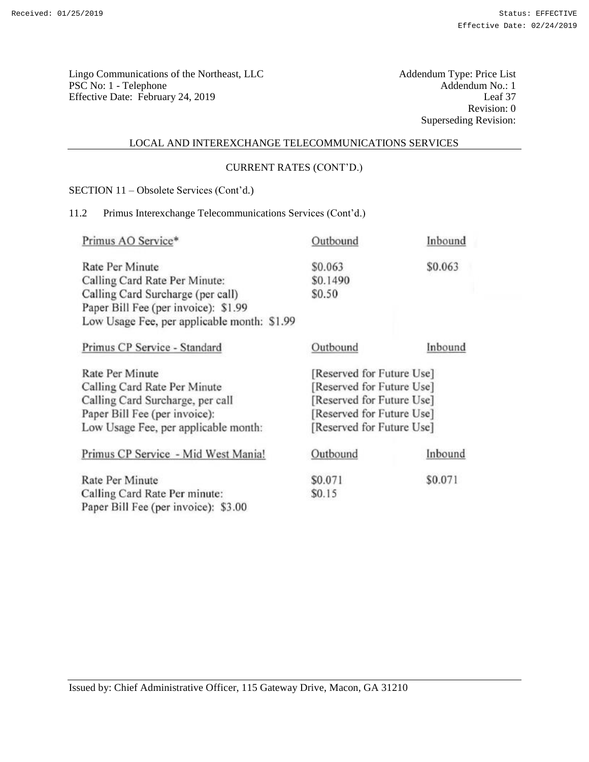Lingo Communications of the Northeast, LLC
PSC No: 1 - Telephone
Effective Date: February 24, 2019

Addendum Type: Price List
Addendum No.: 1
Leaf 37
Revision: 0
Superseding Revision:

## LOCAL AND INTEREXCHANGE TELECOMMUNICATIONS SERVICES

### CURRENT RATES (CONT'D.)

SECTION 11 – Obsolete Services (Cont'd.)

11.2 Primus Interexchange Telecommunications Services (Cont'd.)

| Primus AO Service* | Outbound | Inbound |
|---|---|---|
| Rate Per Minute | $0.063 | $0.063 |
| Calling Card Rate Per Minute: | $0.1490 | |
| Calling Card Surcharge (per call) | $0.50 | |
| Paper Bill Fee (per invoice): $1.99 | | |
| Low Usage Fee, per applicable month: $1.99 | | |

| Primus CP Service - Standard | Outbound | Inbound |
|---|---|---|
| Rate Per Minute | [Reserved for Future Use] | |
| Calling Card Rate Per Minute | [Reserved for Future Use] | |
| Calling Card Surcharge, per call | [Reserved for Future Use] | |
| Paper Bill Fee (per invoice): | [Reserved for Future Use] | |
| Low Usage Fee, per applicable month: | [Reserved for Future Use] | |

| Primus CP Service - Mid West Mania! | Outbound | Inbound |
|---|---|---|
| Rate Per Minute | $0.071 | $0.071 |
| Calling Card Rate Per minute: | $0.15 | |
| Paper Bill Fee (per invoice): $3.00 | | |

Issued by: Chief Administrative Officer, 115 Gateway Drive, Macon, GA 31210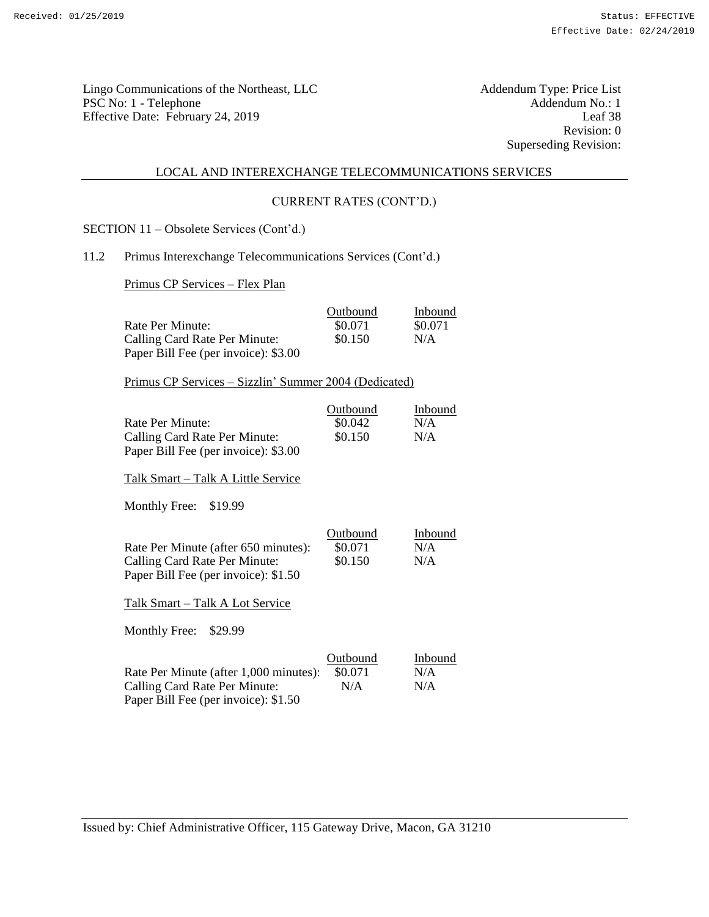Lingo Communications of the Northeast, LLC
PSC No: 1 - Telephone
Effective Date: February 24, 2019

Addendum Type: Price List
Addendum No.: 1
Leaf 38
Revision: 0
Superseding Revision:

## LOCAL AND INTEREXCHANGE TELECOMMUNICATIONS SERVICES

### CURRENT RATES (CONT'D.)

SECTION 11 – Obsolete Services (Cont'd.)

11.2 Primus Interexchange Telecommunications Services (Cont'd.)

Primus CP Services – Flex Plan

| | Outbound | Inbound |
|---|---|---|
| Rate Per Minute: | $0.071 | $0.071 |
| Calling Card Rate Per Minute: | $0.150 | N/A |
| Paper Bill Fee (per invoice): $3.00 | | |

Primus CP Services – Sizzlin' Summer 2004 (Dedicated)

| | Outbound | Inbound |
|---|---|---|
| Rate Per Minute: | $0.042 | N/A |
| Calling Card Rate Per Minute: | $0.150 | N/A |
| Paper Bill Fee (per invoice): $3.00 | | |

Talk Smart – Talk A Little Service

Monthly Free: $19.99

| | Outbound | Inbound |
|---|---|---|
| Rate Per Minute (after 650 minutes): | $0.071 | N/A |
| Calling Card Rate Per Minute: | $0.150 | N/A |
| Paper Bill Fee (per invoice): $1.50 | | |

Talk Smart – Talk A Lot Service

Monthly Free: $29.99

| | Outbound | Inbound |
|---|---|---|
| Rate Per Minute (after 1,000 minutes): | $0.071 | N/A |
| Calling Card Rate Per Minute: | N/A | N/A |
| Paper Bill Fee (per invoice): $1.50 | | |

Issued by: Chief Administrative Officer, 115 Gateway Drive, Macon, GA 31210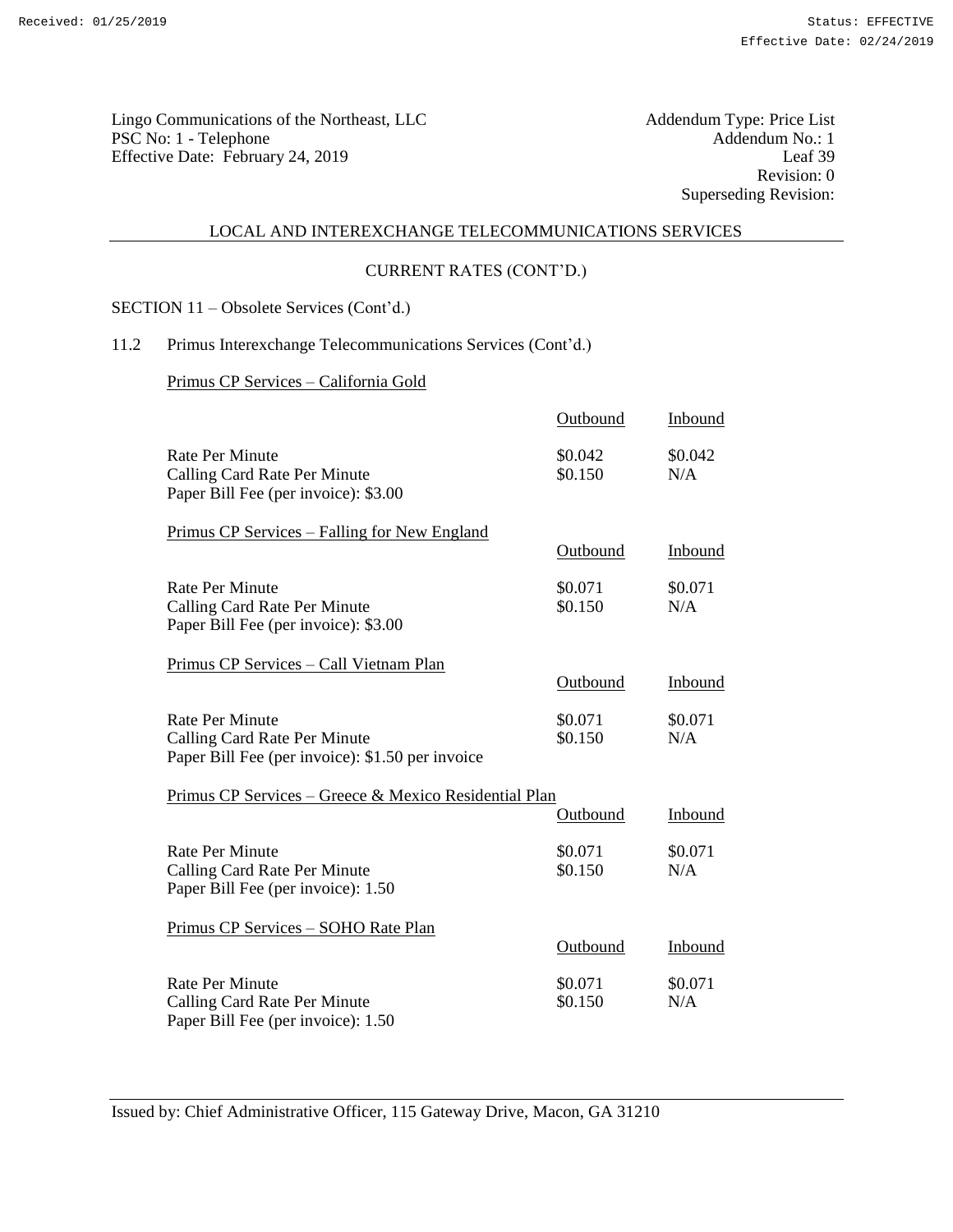Lingo Communications of the Northeast, LLC
PSC No: 1 - Telephone
Effective Date: February 24, 2019

Addendum Type: Price List
Addendum No.: 1
Leaf 39
Revision: 0
Superseding Revision:

## LOCAL AND INTEREXCHANGE TELECOMMUNICATIONS SERVICES

### CURRENT RATES (CONT'D.)

SECTION 11 – Obsolete Services (Cont'd.)

11.2 Primus Interexchange Telecommunications Services (Cont'd.)

Primus CP Services – California Gold

| | Outbound | Inbound |
|---|---|---|
| Rate Per Minute | \$0.042 | \$0.042 |
| Calling Card Rate Per Minute | \$0.150 | N/A |
| Paper Bill Fee (per invoice): \$3.00 | | |

Primus CP Services – Falling for New England

| | Outbound | Inbound |
|---|---|---|
| Rate Per Minute | \$0.071 | \$0.071 |
| Calling Card Rate Per Minute | \$0.150 | N/A |
| Paper Bill Fee (per invoice): \$3.00 | | |

Primus CP Services – Call Vietnam Plan

| | Outbound | Inbound |
|---|---|---|
| Rate Per Minute | \$0.071 | \$0.071 |
| Calling Card Rate Per Minute | \$0.150 | N/A |
| Paper Bill Fee (per invoice): \$1.50 per invoice | | |

Primus CP Services – Greece & Mexico Residential Plan

| | Outbound | Inbound |
|---|---|---|
| Rate Per Minute | \$0.071 | \$0.071 |
| Calling Card Rate Per Minute | \$0.150 | N/A |
| Paper Bill Fee (per invoice): 1.50 | | |

Primus CP Services – SOHO Rate Plan

| | Outbound | Inbound |
|---|---|---|
| Rate Per Minute | \$0.071 | \$0.071 |
| Calling Card Rate Per Minute | \$0.150 | N/A |
| Paper Bill Fee (per invoice): 1.50 | | |

Issued by: Chief Administrative Officer, 115 Gateway Drive, Macon, GA 31210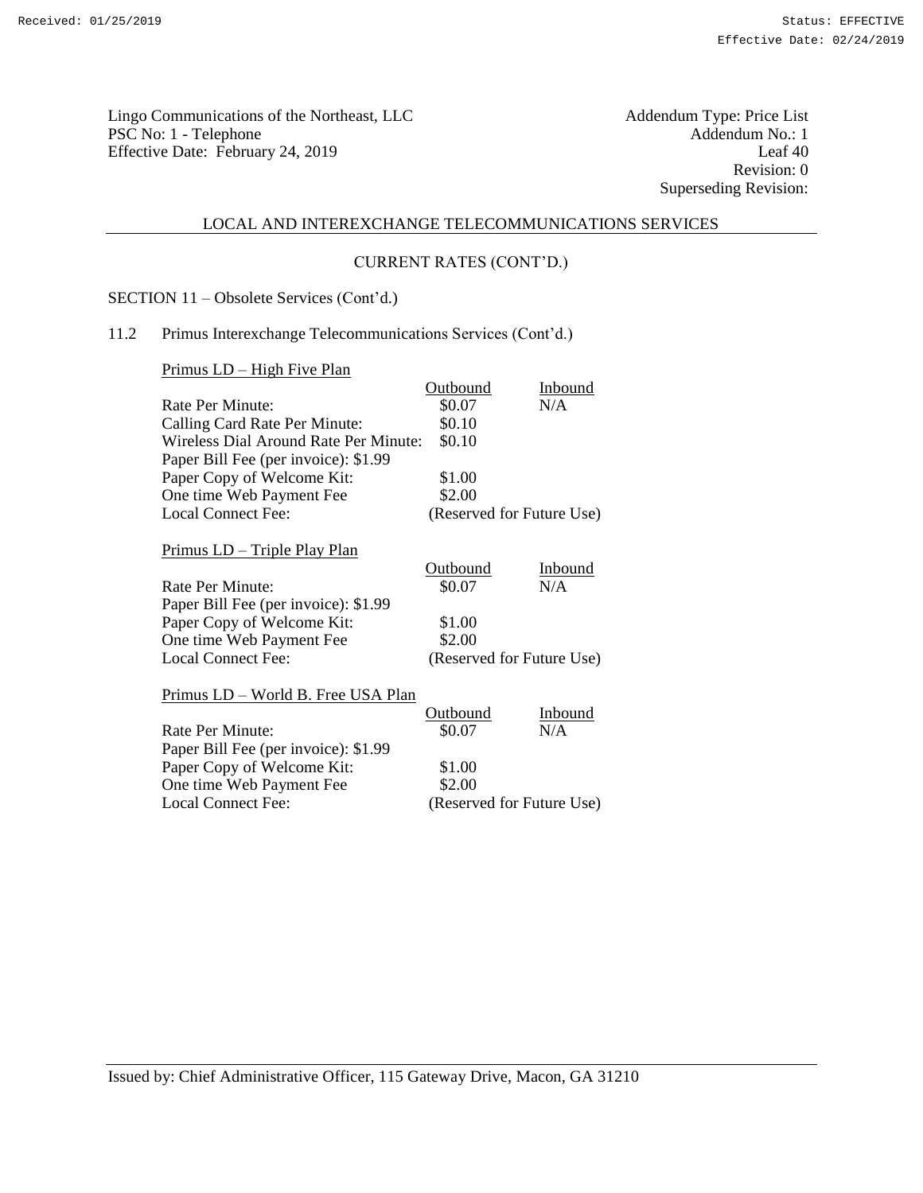Lingo Communications of the Northeast, LLC
PSC No: 1 - Telephone
Effective Date: February 24, 2019

Addendum Type: Price List
Addendum No.: 1
Leaf 40
Revision: 0
Superseding Revision:

## LOCAL AND INTEREXCHANGE TELECOMMUNICATIONS SERVICES

### CURRENT RATES (CONT'D.)

SECTION 11 – Obsolete Services (Cont'd.)

11.2 Primus Interexchange Telecommunications Services (Cont'd.)

Primus LD – High Five Plan

| | Outbound | Inbound |
|---|---|---|
| Rate Per Minute: | \$0.07 | N/A |
| Calling Card Rate Per Minute: | \$0.10 | |
| Wireless Dial Around Rate Per Minute: | \$0.10 | |
| Paper Bill Fee (per invoice): \$1.99 | | |
| Paper Copy of Welcome Kit: | \$1.00 | |
| One time Web Payment Fee | \$2.00 | |
| Local Connect Fee: | (Reserved for Future Use) | |

Primus LD – Triple Play Plan

| | Outbound | Inbound |
|---|---|---|
| Rate Per Minute: | \$0.07 | N/A |
| Paper Bill Fee (per invoice): \$1.99 | | |
| Paper Copy of Welcome Kit: | \$1.00 | |
| One time Web Payment Fee | \$2.00 | |
| Local Connect Fee: | (Reserved for Future Use) | |

Primus LD – World B. Free USA Plan

| | Outbound | Inbound |
|---|---|---|
| Rate Per Minute: | \$0.07 | N/A |
| Paper Bill Fee (per invoice): \$1.99 | | |
| Paper Copy of Welcome Kit: | \$1.00 | |
| One time Web Payment Fee | \$2.00 | |
| Local Connect Fee: | (Reserved for Future Use) | |

Issued by: Chief Administrative Officer, 115 Gateway Drive, Macon, GA 31210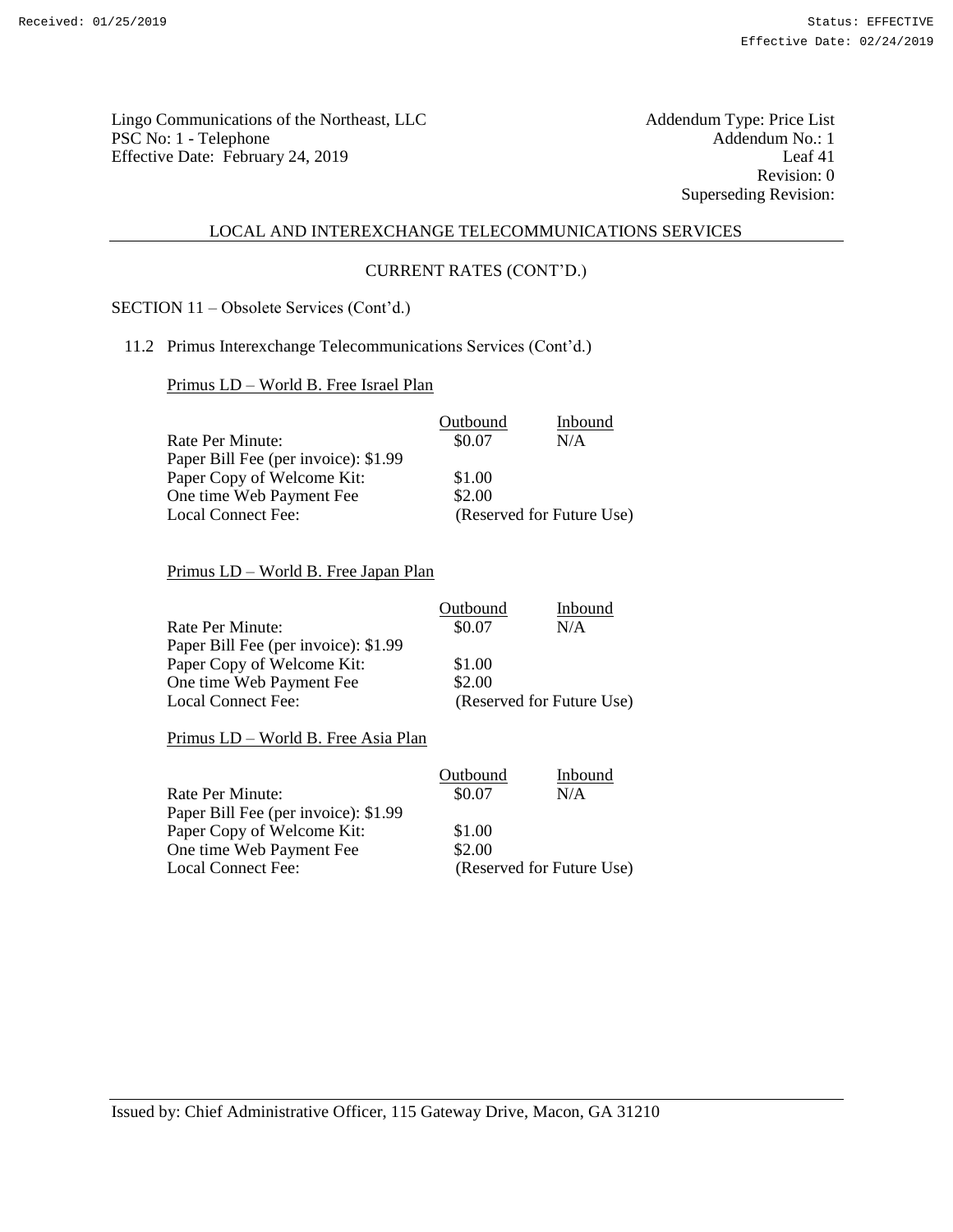Lingo Communications of the Northeast, LLC
PSC No: 1 - Telephone
Effective Date: February 24, 2019

Addendum Type: Price List
Addendum No.: 1
Leaf 41
Revision: 0
Superseding Revision:

## LOCAL AND INTEREXCHANGE TELECOMMUNICATIONS SERVICES

### CURRENT RATES (CONT'D.)

SECTION 11 – Obsolete Services (Cont'd.)

11.2 Primus Interexchange Telecommunications Services (Cont'd.)

<u>Primus LD – World B. Free Israel Plan</u>

| | Outbound | Inbound |
|---|---|---|
| Rate Per Minute: | $0.07 | N/A |
| Paper Bill Fee (per invoice): $1.99 | | |
| Paper Copy of Welcome Kit: | $1.00 | |
| One time Web Payment Fee | $2.00 | |
| Local Connect Fee: | (Reserved for Future Use) | |

<u>Primus LD – World B. Free Japan Plan</u>

| | Outbound | Inbound |
|---|---|---|
| Rate Per Minute: | $0.07 | N/A |
| Paper Bill Fee (per invoice): $1.99 | | |
| Paper Copy of Welcome Kit: | $1.00 | |
| One time Web Payment Fee | $2.00 | |
| Local Connect Fee: | (Reserved for Future Use) | |

<u>Primus LD – World B. Free Asia Plan</u>

| | Outbound | Inbound |
|---|---|---|
| Rate Per Minute: | $0.07 | N/A |
| Paper Bill Fee (per invoice): $1.99 | | |
| Paper Copy of Welcome Kit: | $1.00 | |
| One time Web Payment Fee | $2.00 | |
| Local Connect Fee: | (Reserved for Future Use) | |

Issued by: Chief Administrative Officer, 115 Gateway Drive, Macon, GA 31210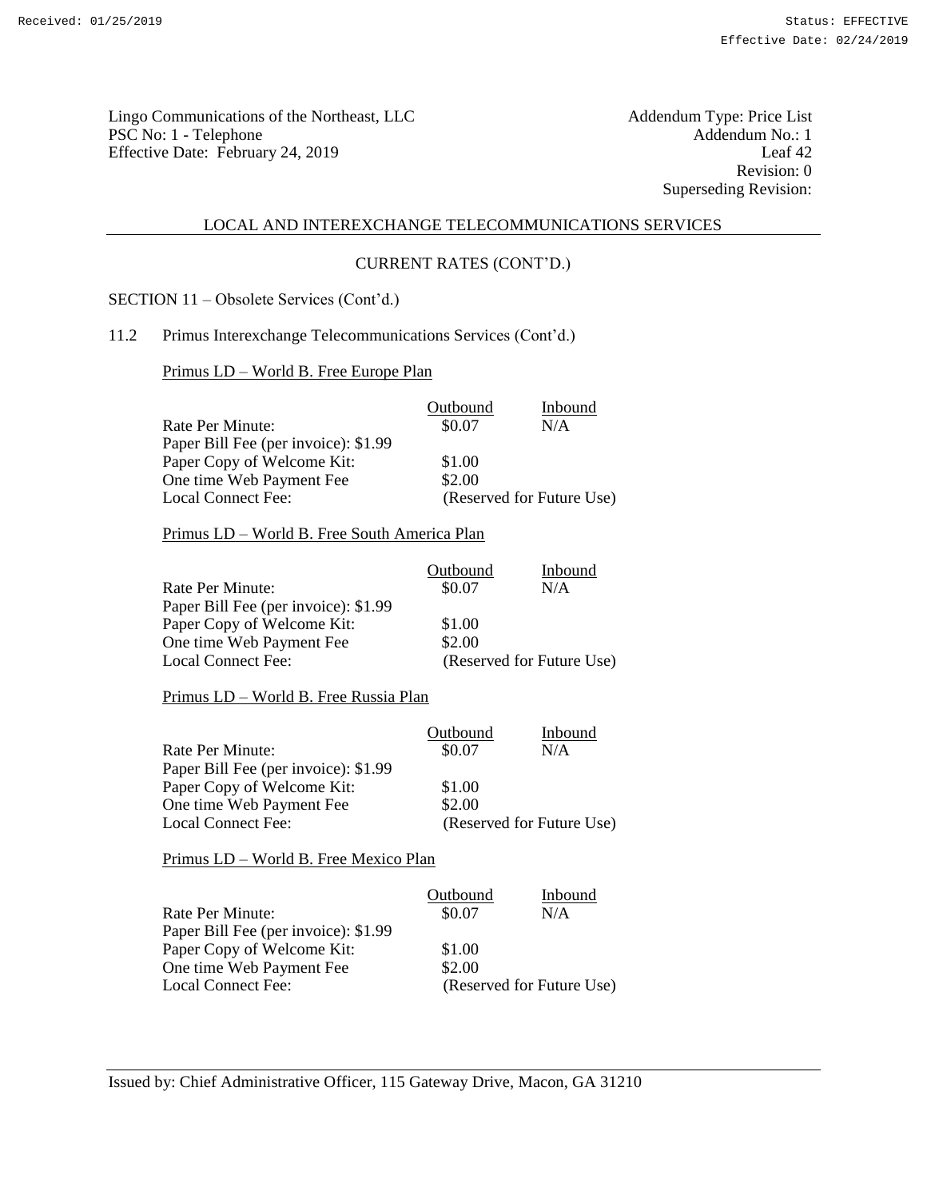Lingo Communications of the Northeast, LLC
PSC No: 1 - Telephone
Effective Date: February 24, 2019

Addendum Type: Price List
Addendum No.: 1
Leaf 42
Revision: 0
Superseding Revision:

LOCAL AND INTEREXCHANGE TELECOMMUNICATIONS SERVICES

CURRENT RATES (CONT'D.)

SECTION 11 – Obsolete Services (Cont'd.)

11.2 Primus Interexchange Telecommunications Services (Cont'd.)

Primus LD – World B. Free Europe Plan

| | Outbound | Inbound |
|---|---|---|
| Rate Per Minute: | $0.07 | N/A |
| Paper Bill Fee (per invoice): $1.99 | | |
| Paper Copy of Welcome Kit: | $1.00 | |
| One time Web Payment Fee | $2.00 | |
| Local Connect Fee: | (Reserved for Future Use) | |

Primus LD – World B. Free South America Plan

| | Outbound | Inbound |
|---|---|---|
| Rate Per Minute: | $0.07 | N/A |
| Paper Bill Fee (per invoice): $1.99 | | |
| Paper Copy of Welcome Kit: | $1.00 | |
| One time Web Payment Fee | $2.00 | |
| Local Connect Fee: | (Reserved for Future Use) | |

Primus LD – World B. Free Russia Plan

| | Outbound | Inbound |
|---|---|---|
| Rate Per Minute: | $0.07 | N/A |
| Paper Bill Fee (per invoice): $1.99 | | |
| Paper Copy of Welcome Kit: | $1.00 | |
| One time Web Payment Fee | $2.00 | |
| Local Connect Fee: | (Reserved for Future Use) | |

Primus LD – World B. Free Mexico Plan

| | Outbound | Inbound |
|---|---|---|
| Rate Per Minute: | $0.07 | N/A |
| Paper Bill Fee (per invoice): $1.99 | | |
| Paper Copy of Welcome Kit: | $1.00 | |
| One time Web Payment Fee | $2.00 | |
| Local Connect Fee: | (Reserved for Future Use) | |

Issued by: Chief Administrative Officer, 115 Gateway Drive, Macon, GA 31210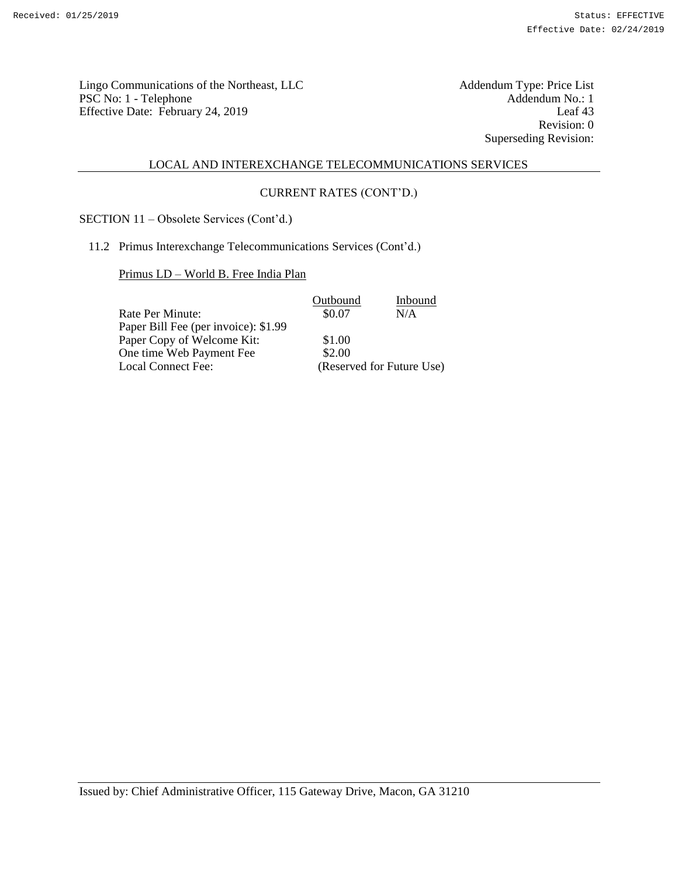Lingo Communications of the Northeast, LLC
PSC No: 1 - Telephone
Effective Date: February 24, 2019

Addendum Type: Price List
Addendum No.: 1
Leaf 43
Revision: 0
Superseding Revision:

LOCAL AND INTEREXCHANGE TELECOMMUNICATIONS SERVICES

CURRENT RATES (CONT'D.)

SECTION 11 – Obsolete Services (Cont'd.)

11.2 Primus Interexchange Telecommunications Services (Cont'd.)

Primus LD – World B. Free India Plan

| | Outbound | Inbound |
|---|---|---|
| Rate Per Minute: | $0.07 | N/A |
| Paper Bill Fee (per invoice): $1.99 | | |
| Paper Copy of Welcome Kit: | $1.00 | |
| One time Web Payment Fee | $2.00 | |
| Local Connect Fee: | (Reserved for Future Use) | |

Issued by: Chief Administrative Officer, 115 Gateway Drive, Macon, GA 31210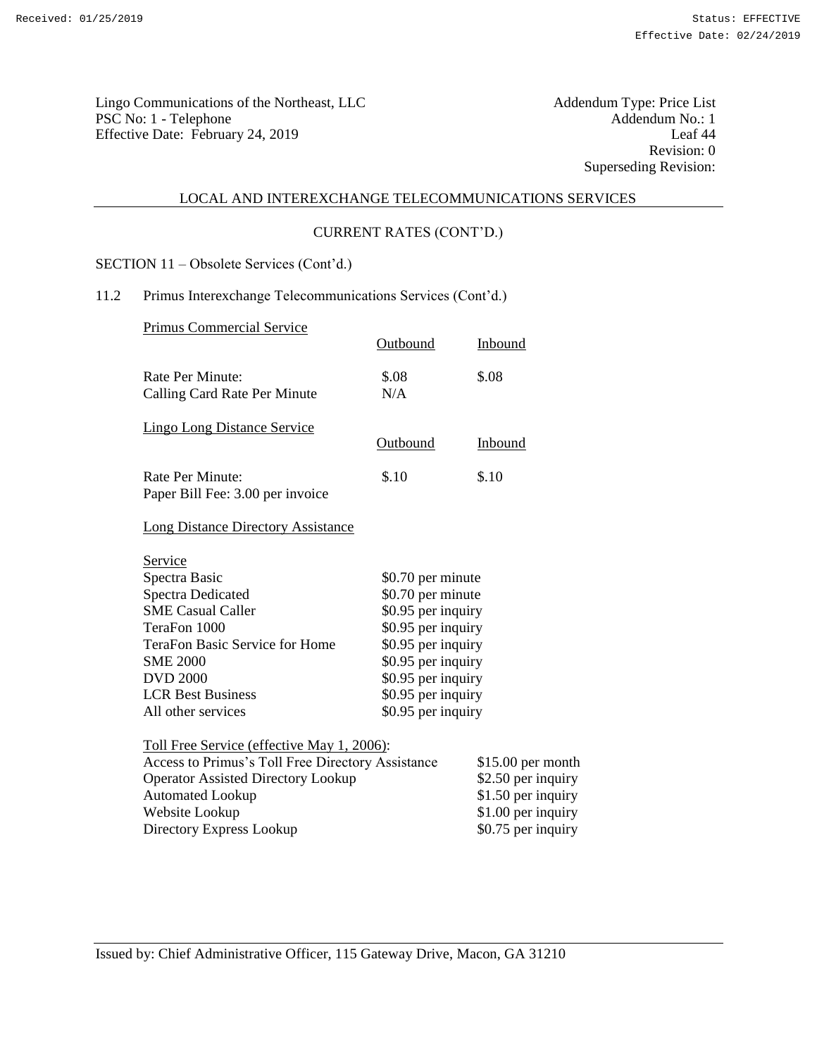Lingo Communications of the Northeast, LLC
PSC No: 1 - Telephone
Effective Date: February 24, 2019

Addendum Type: Price List
Addendum No.: 1
Leaf 44
Revision: 0
Superseding Revision:

## LOCAL AND INTEREXCHANGE TELECOMMUNICATIONS SERVICES

### CURRENT RATES (CONT'D.)

SECTION 11 – Obsolete Services (Cont'd.)

11.2 Primus Interexchange Telecommunications Services (Cont'd.)

Primus Commercial Service

| | Outbound | Inbound |
|---|---|---|
| Rate Per Minute: | \$.08 | \$.08 |
| Calling Card Rate Per Minute | N/A | |

Lingo Long Distance Service

| | Outbound | Inbound |
|---|---|---|
| Rate Per Minute: | \$.10 | \$.10 |
| Paper Bill Fee: 3.00 per invoice | | |

Long Distance Directory Assistance

| Service | |
|---|---|
| Spectra Basic | \$0.70 per minute |
| Spectra Dedicated | \$0.70 per minute |
| SME Casual Caller | \$0.95 per inquiry |
| TeraFon 1000 | \$0.95 per inquiry |
| TeraFon Basic Service for Home | \$0.95 per inquiry |
| SME 2000 | \$0.95 per inquiry |
| DVD 2000 | \$0.95 per inquiry |
| LCR Best Business | \$0.95 per inquiry |
| All other services | \$0.95 per inquiry |

Toll Free Service (effective May 1, 2006):

| | |
|---|---|
| Access to Primus's Toll Free Directory Assistance | \$15.00 per month |
| Operator Assisted Directory Lookup | \$2.50 per inquiry |
| Automated Lookup | \$1.50 per inquiry |
| Website Lookup | \$1.00 per inquiry |
| Directory Express Lookup | \$0.75 per inquiry |

Issued by: Chief Administrative Officer, 115 Gateway Drive, Macon, GA 31210